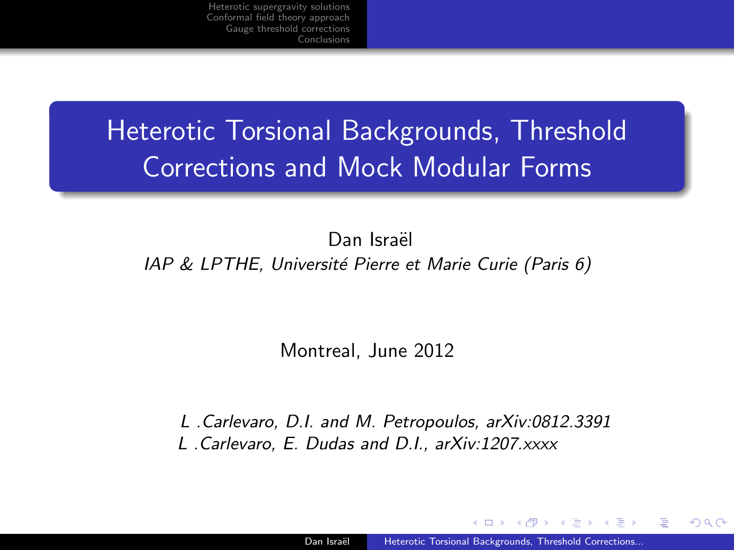# Heterotic Torsional Backgrounds, Threshold Corrections and Mock Modular Forms

Dan Israël

*IAP & LPTHE, Université Pierre et Marie Curie (Paris 6)*

Montreal, June 2012

*L .Carlevaro, D.I. and M. Petropoulos, arXiv:0812.3391*
*L .Carlevaro, E. Dudas and D.I., arXiv:1207.xxxx*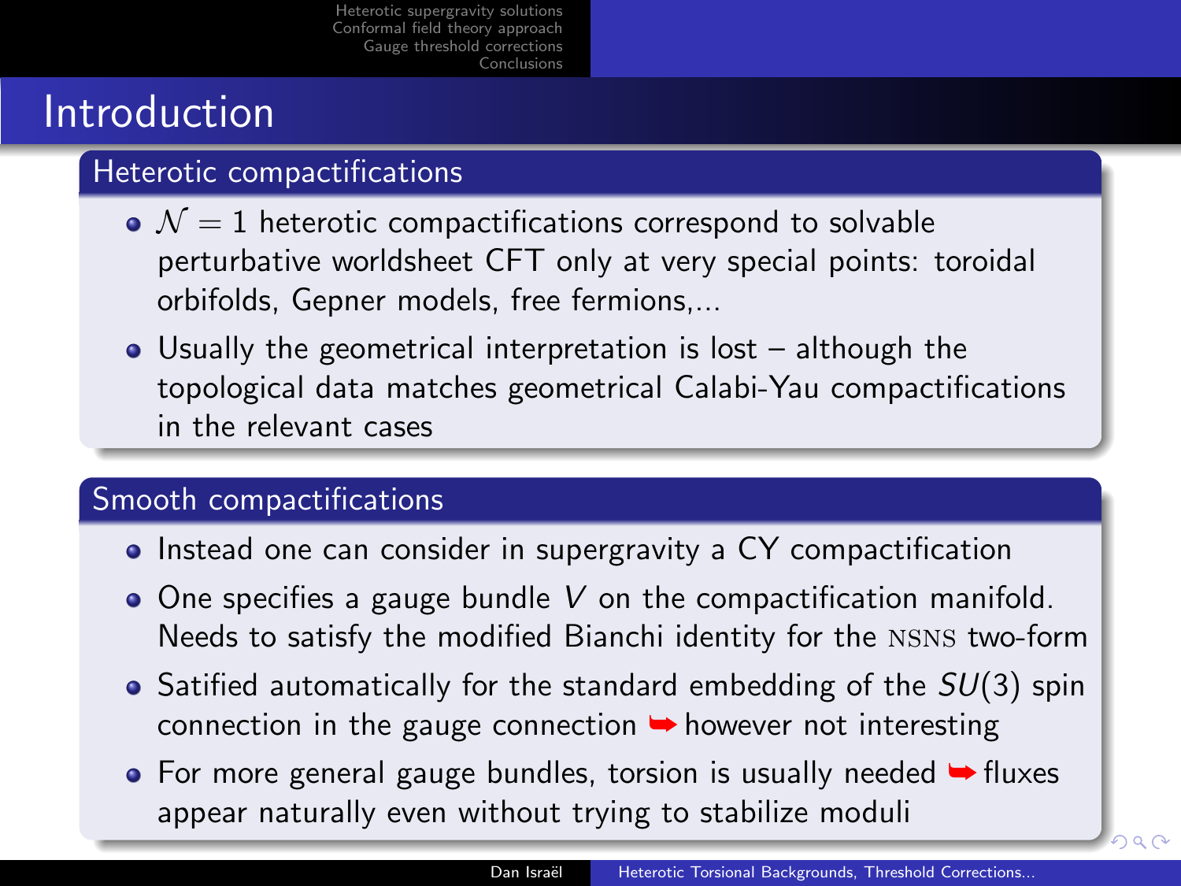# Introduction

## Heterotic compactifications

- $\mathcal{N} = 1$ heterotic compactifications correspond to solvable perturbative worldsheet CFT only at very special points: toroidal orbifolds, Gepner models, free fermions,...
- Usually the geometrical interpretation is lost – although the topological data matches geometrical Calabi-Yau compactifications in the relevant cases

## Smooth compactifications

- Instead one can consider in supergravity a CY compactification
- One specifies a gauge bundle $V$ on the compactification manifold. Needs to satisfy the modified Bianchi identity for the NSNS two-form
- Satified automatically for the standard embedding of the $SU(3)$ spin connection in the gauge connection ➥ however not interesting
- For more general gauge bundles, torsion is usually needed ➥ fluxes appear naturally even without trying to stabilize moduli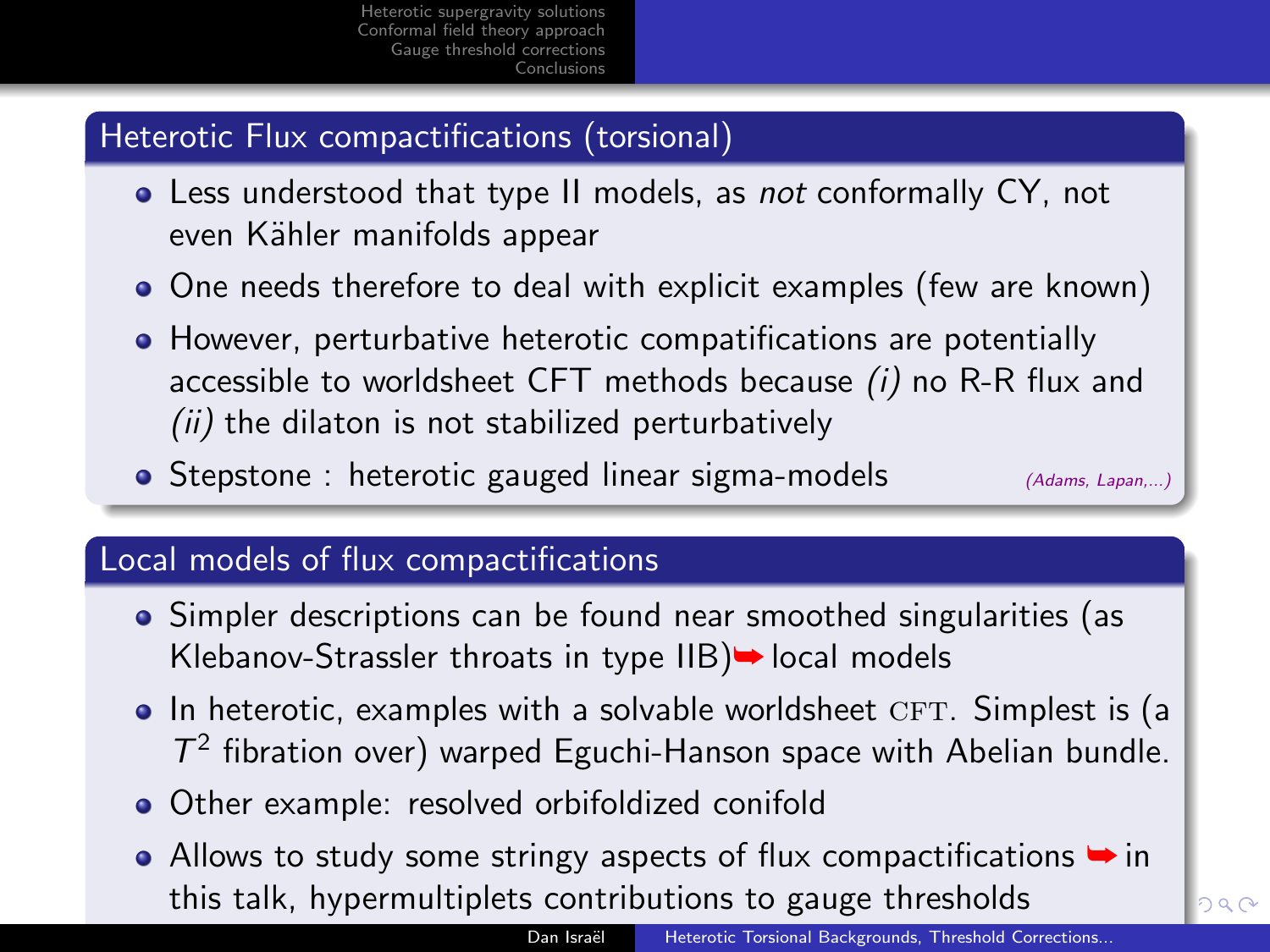## Heterotic Flux compactifications (torsional)

- Less understood that type II models, as *not* conformally CY, not even Kähler manifolds appear
- One needs therefore to deal with explicit examples (few are known)
- However, perturbative heterotic compatifications are potentially accessible to worldsheet CFT methods because *(i)* no R-R flux and *(ii)* the dilaton is not stabilized perturbatively
- Stepstone : heterotic gauged linear sigma-models *(Adams, Lapan,...)*

## Local models of flux compactifications

- Simpler descriptions can be found near smoothed singularities (as Klebanov-Strassler throats in type IIB) ➥ local models
- In heterotic, examples with a solvable worldsheet CFT. Simplest is (a $T^2$ fibration over) warped Eguchi-Hanson space with Abelian bundle.
- Other example: resolved orbifoldized conifold
- Allows to study some stringy aspects of flux compactifications ➥ in this talk, hypermultiplets contributions to gauge thresholds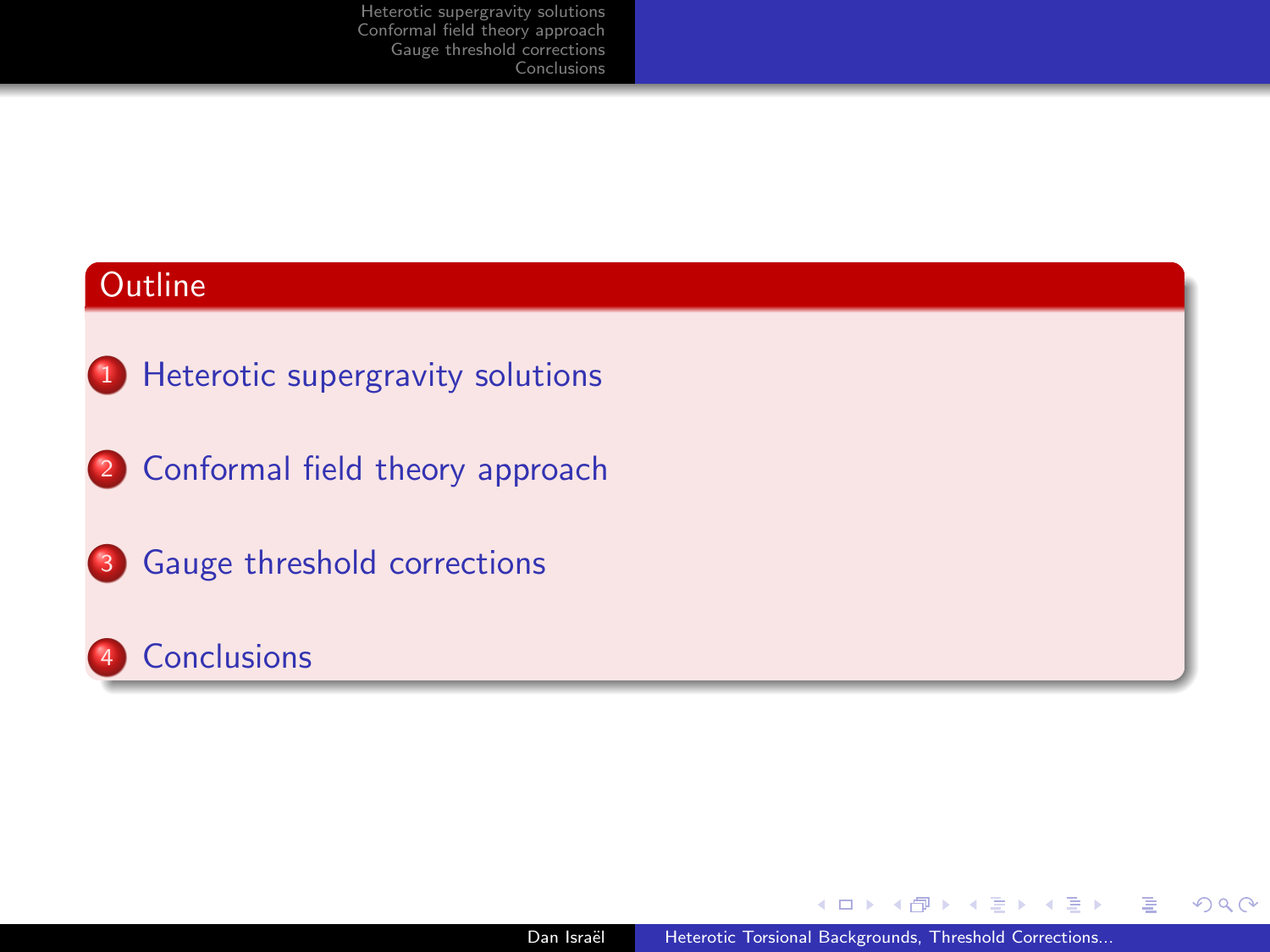## Outline

1. Heterotic supergravity solutions
2. Conformal field theory approach
3. Gauge threshold corrections
4. Conclusions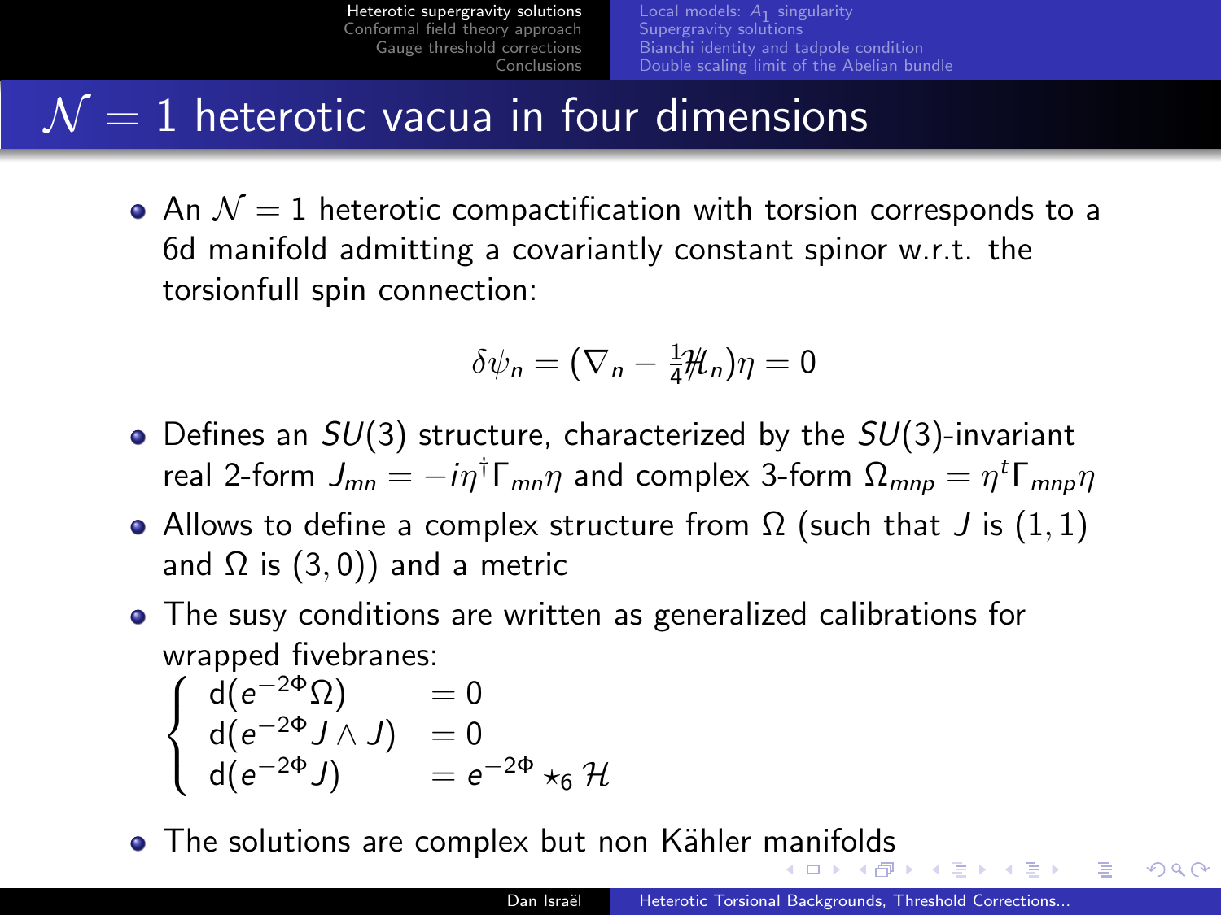# $\mathcal{N}=1$ heterotic vacua in four dimensions

- An $\mathcal{N}=1$ heterotic compactification with torsion corresponds to a 6d manifold admitting a covariantly constant spinor w.r.t. the torsionfull spin connection:

$$\delta\psi_n = (\nabla_n - \tfrac{1}{4}\not{\mathcal{H}}_n)\eta = 0$$

- Defines an $SU(3)$ structure, characterized by the $SU(3)$-invariant real 2-form $J_{mn} = -i\eta^\dagger\Gamma_{mn}\eta$ and complex 3-form $\Omega_{mnp} = \eta^t\Gamma_{mnp}\eta$
- Allows to define a complex structure from $\Omega$ (such that $J$ is $(1,1)$ and $\Omega$ is $(3,0)$) and a metric
- The susy conditions are written as generalized calibrations for wrapped fivebranes:

$$\begin{cases} \mathrm{d}(e^{-2\Phi}\Omega) & = 0 \\ \mathrm{d}(e^{-2\Phi}J\wedge J) & = 0 \\ \mathrm{d}(e^{-2\Phi}J) & = e^{-2\Phi}\star_6 \mathcal{H} \end{cases}$$

- The solutions are complex but non Kähler manifolds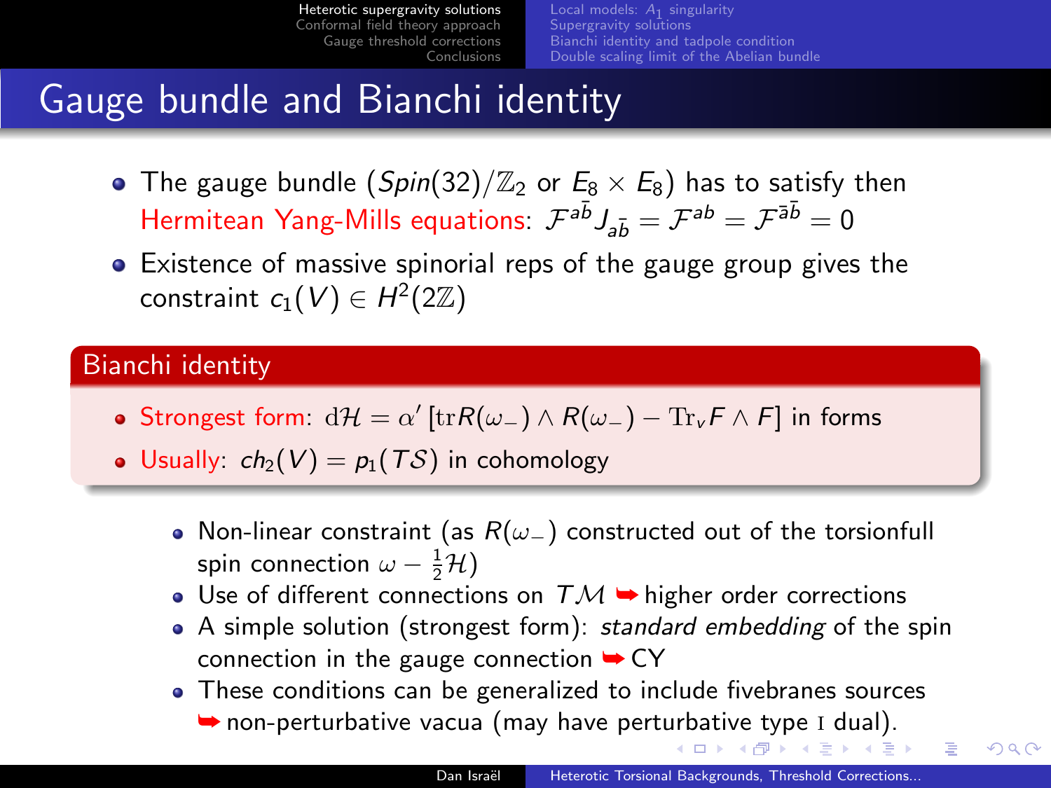# Gauge bundle and Bianchi identity

- The gauge bundle ($Spin(32)/\mathbb{Z}_2$ or $E_8 \times E_8$) has to satisfy then Hermitean Yang-Mills equations: $\mathcal{F}^{a\bar{b}} J_{a\bar{b}} = \mathcal{F}^{ab} = \mathcal{F}^{\bar{a}\bar{b}} = 0$
- Existence of massive spinorial reps of the gauge group gives the constraint $c_1(V) \in H^2(2\mathbb{Z})$

## Bianchi identity

- Strongest form: $\mathrm{d}\mathcal{H} = \alpha' \left[ \mathrm{tr} R(\omega_-) \wedge R(\omega_-) - \mathrm{Tr}_v F \wedge F \right]$ in forms
- Usually: $ch_2(V) = p_1(T\mathcal{S})$ in cohomology

- Non-linear constraint (as $R(\omega_-)$ constructed out of the torsionfull spin connection $\omega - \frac{1}{2}\mathcal{H}$)
- Use of different connections on $T\mathcal{M}$ ➥ higher order corrections
- A simple solution (strongest form): *standard embedding* of the spin connection in the gauge connection ➥ CY
- These conditions can be generalized to include fivebranes sources ➥ non-perturbative vacua (may have perturbative type I dual).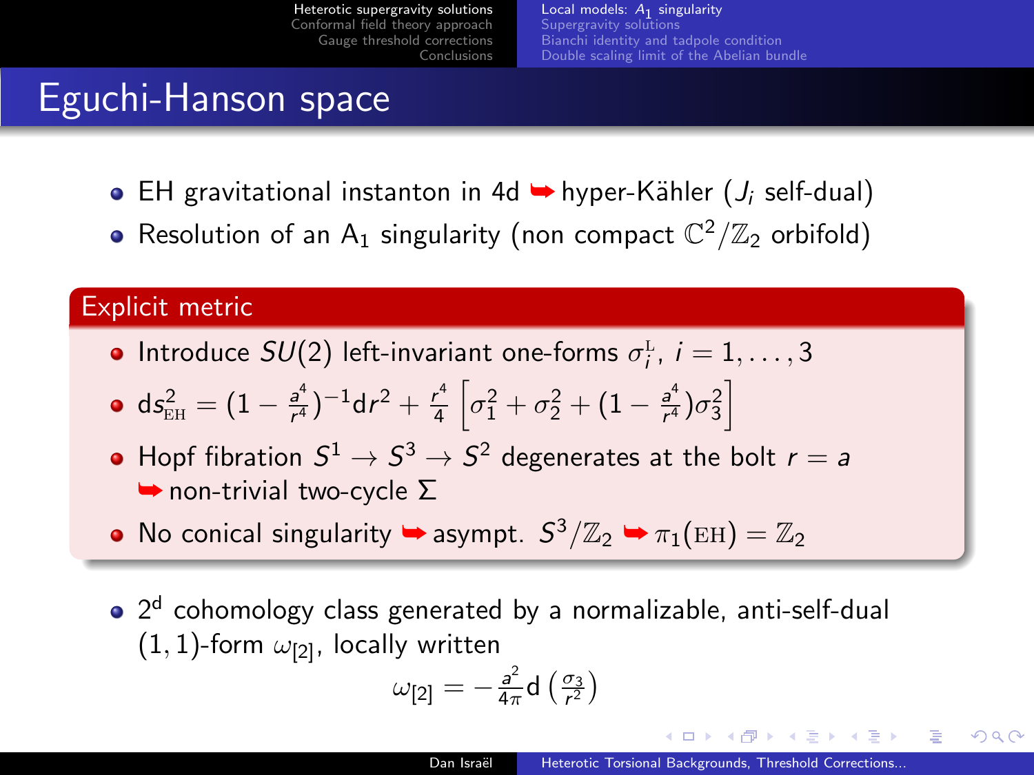# Eguchi-Hanson space

- EH gravitational instanton in 4d ➥ hyper-Kähler ($J_i$ self-dual)
- Resolution of an $A_1$ singularity (non compact $\mathbb{C}^2/\mathbb{Z}_2$ orbifold)

## Explicit metric

- Introduce $SU(2)$ left-invariant one-forms $\sigma_i^{\text{L}}$, $i = 1, \ldots, 3$
- $\mathrm{d}s^2_{\text{EH}} = (1 - \frac{a^4}{r^4})^{-1}\mathrm{d}r^2 + \frac{r^4}{4}\left[\sigma_1^2 + \sigma_2^2 + (1 - \frac{a^4}{r^4})\sigma_3^2\right]$
- Hopf fibration $S^1 \to S^3 \to S^2$ degenerates at the bolt $r = a$ ➥ non-trivial two-cycle $\Sigma$
- No conical singularity ➥ asympt. $S^3/\mathbb{Z}_2$ ➥ $\pi_1(\text{EH}) = \mathbb{Z}_2$

- $2^{\text{d}}$ cohomology class generated by a normalizable, anti-self-dual $(1,1)$-form $\omega_{[2]}$, locally written

$$\omega_{[2]} = -\frac{a^2}{4\pi}\mathrm{d}\left(\frac{\sigma_3}{r^2}\right)$$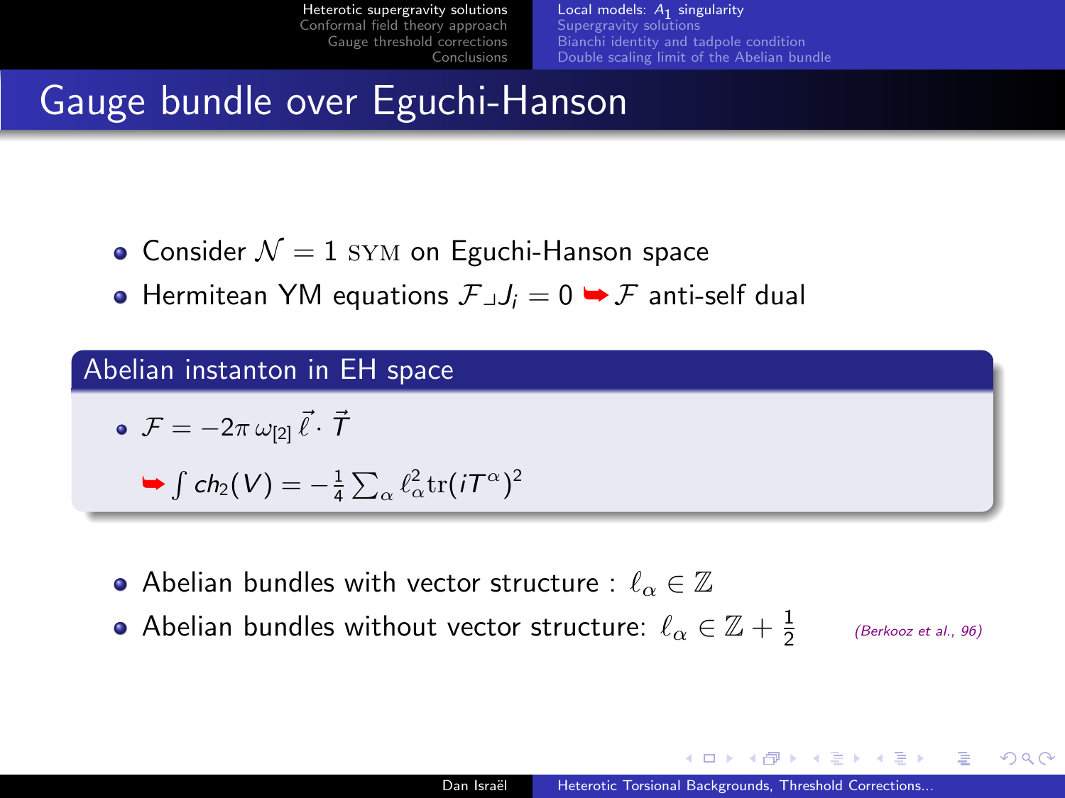# Gauge bundle over Eguchi-Hanson

- Consider $\mathcal{N}=1$ SYM on Eguchi-Hanson space
- Hermitean YM equations $\mathcal{F} \lrcorner J_i = 0$ ➥ $\mathcal{F}$ anti-self dual

### Abelian instanton in EH space

- $\mathcal{F} = -2\pi\, \omega_{[2]}\, \vec{\ell} \cdot \vec{T}$

  ➥ $\int ch_2(V) = -\frac{1}{4} \sum_\alpha \ell_\alpha^2 \, \mathrm{tr}(iT^\alpha)^2$

- Abelian bundles with vector structure : $\ell_\alpha \in \mathbb{Z}$
- Abelian bundles without vector structure: $\ell_\alpha \in \mathbb{Z} + \frac{1}{2}$ *(Berkooz et al., 96)*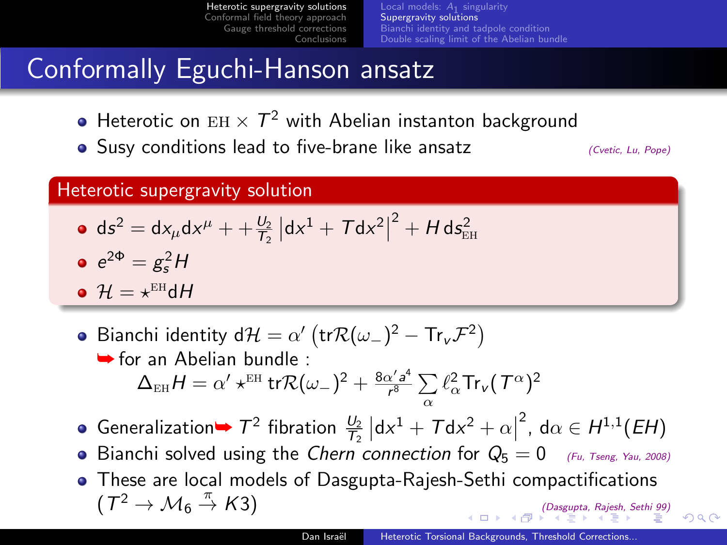# Conformally Eguchi-Hanson ansatz

- Heterotic on $\text{EH} \times T^2$ with Abelian instanton background
- Susy conditions lead to five-brane like ansatz *(Cvetic, Lu, Pope)*

**Heterotic supergravity solution**

- $\mathrm{d}s^2 = \mathrm{d}x_\mu \mathrm{d}x^\mu + + \frac{U_2}{T_2} \left| \mathrm{d}x^1 + T\mathrm{d}x^2 \right|^2 + H\, \mathrm{d}s^2_{\text{EH}}$
- $e^{2\Phi} = g_s^2 H$
- $\mathcal{H} = \star^{\text{EH}} \mathrm{d}H$

- Bianchi identity $\mathrm{d}\mathcal{H} = \alpha' \left( \mathrm{tr}\mathcal{R}(\omega_-)^2 - \mathrm{Tr}_v \mathcal{F}^2 \right)$
  ➥ for an Abelian bundle :
  $$\Delta_{\text{EH}} H = \alpha' \star^{\text{EH}} \mathrm{tr}\mathcal{R}(\omega_-)^2 + \frac{8\alpha' a^4}{r^8} \sum_\alpha \ell_\alpha^2 \,\mathrm{Tr}_v (T^\alpha)^2$$
- Generalization➥ $T^2$ fibration $\frac{U_2}{T_2} \left| \mathrm{d}x^1 + T\mathrm{d}x^2 + \alpha \right|^2$, $\mathrm{d}\alpha \in H^{1,1}(EH)$
- Bianchi solved using the *Chern connection* for $Q_5 = 0$ *(Fu, Tseng, Yau, 2008)*
- These are local models of Dasgupta-Rajesh-Sethi compactifications ($T^2 \to \mathcal{M}_6 \stackrel{\pi}{\to} K3$) *(Dasgupta, Rajesh, Sethi 99)*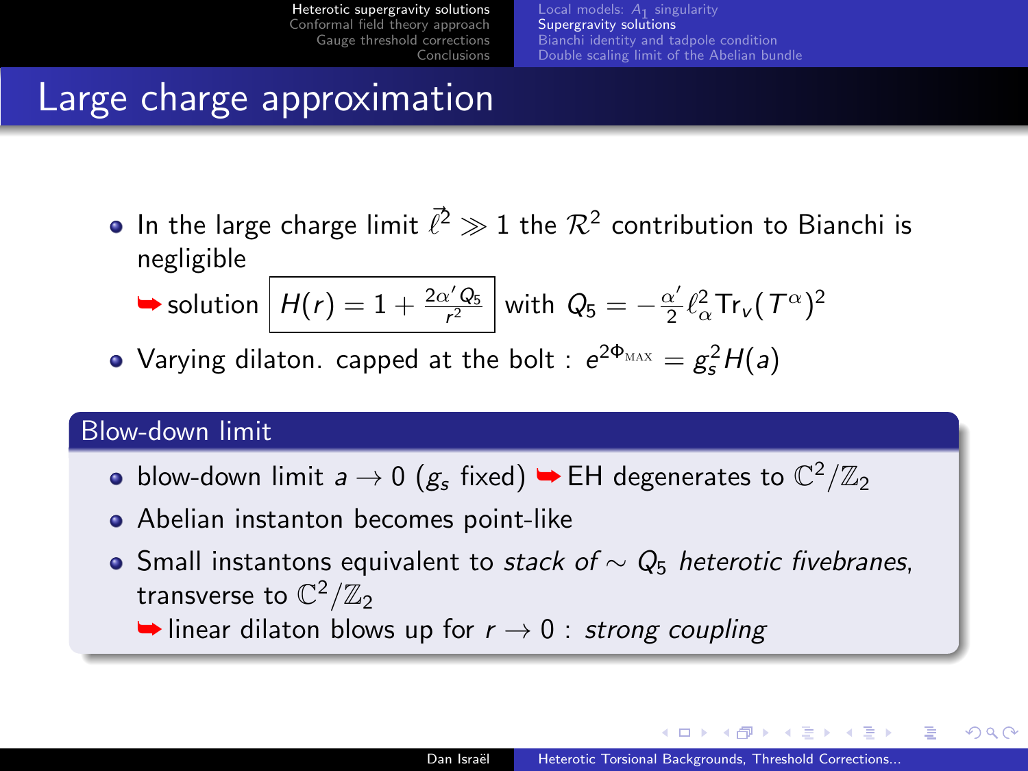# Large charge approximation

- In the large charge limit $\vec{\ell}^2 \gg 1$ the $\mathcal{R}^2$ contribution to Bianchi is negligible

  ➥ solution $\boxed{H(r) = 1 + \frac{2\alpha' Q_5}{r^2}}$ with $Q_5 = -\frac{\alpha'}{2}\ell_\alpha^2 \text{Tr}_v(T^\alpha)^2$

- Varying dilaton. capped at the bolt : $e^{2\Phi_{\text{MAX}}} = g_s^2 H(a)$

## Blow-down limit

- blow-down limit $a \to 0$ ($g_s$ fixed) ➥ EH degenerates to $\mathbb{C}^2/\mathbb{Z}_2$
- Abelian instanton becomes point-like
- Small instantons equivalent to *stack of* $\sim Q_5$ *heterotic fivebranes*, transverse to $\mathbb{C}^2/\mathbb{Z}_2$

  ➥ linear dilaton blows up for $r \to 0$ : *strong coupling*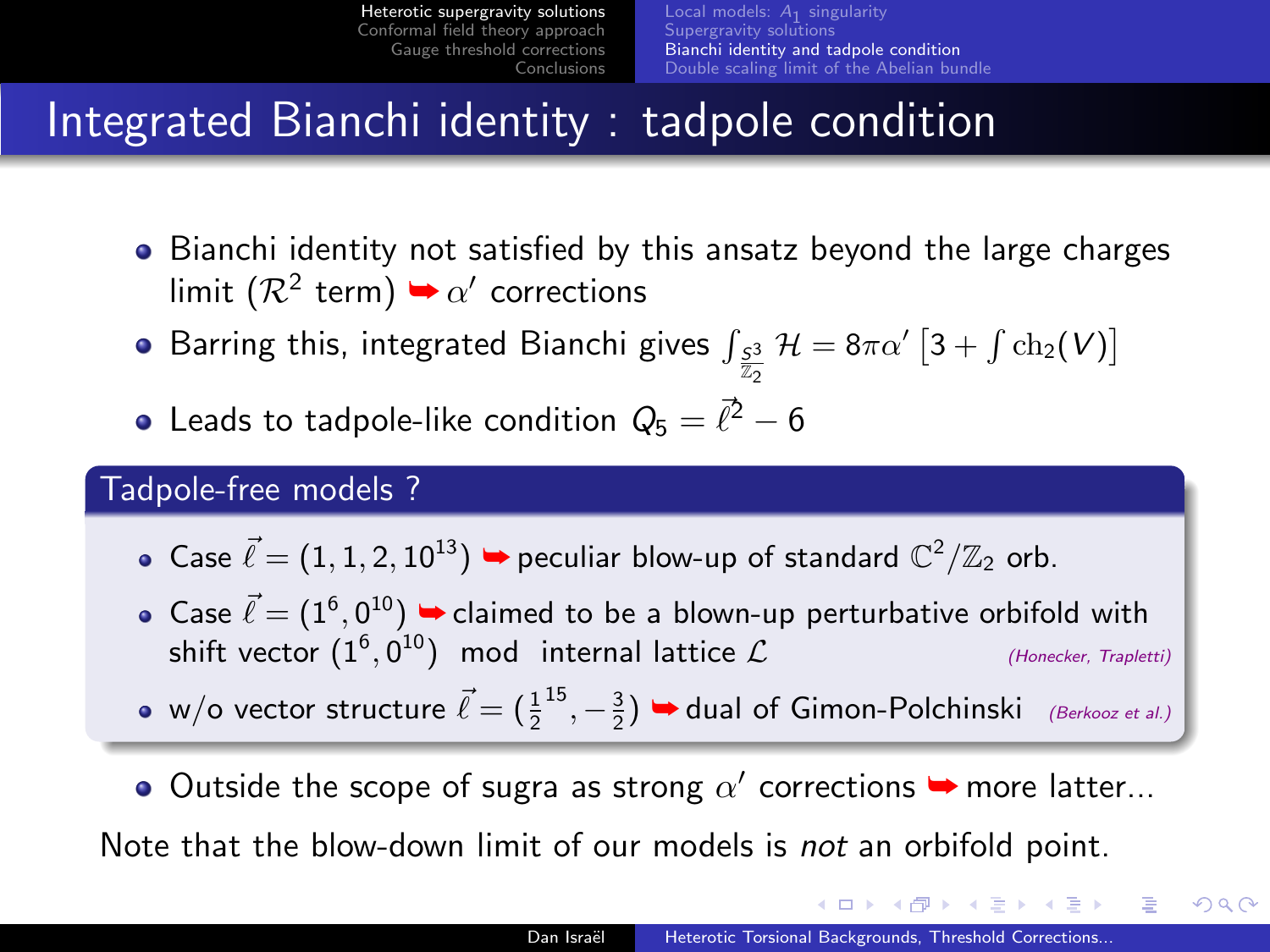# Integrated Bianchi identity : tadpole condition

- Bianchi identity not satisfied by this ansatz beyond the large charges limit ($\mathcal{R}^2$ term) ➥ $\alpha'$ corrections
- Barring this, integrated Bianchi gives $\int_{\frac{S^3}{\mathbb{Z}_2}} \mathcal{H} = 8\pi\alpha' \left[3 + \int \mathrm{ch}_2(V)\right]$
- Leads to tadpole-like condition $Q_5 = \vec{\ell}^2 - 6$

## Tadpole-free models ?

- Case $\vec{\ell} = (1, 1, 2, 10^{13})$ ➥ peculiar blow-up of standard $\mathbb{C}^2/\mathbb{Z}_2$ orb.
- Case $\vec{\ell} = (1^6, 0^{10})$ ➥ claimed to be a blown-up perturbative orbifold with shift vector $(1^6, 0^{10})$ mod internal lattice $\mathcal{L}$ *(Honecker, Trapletti)*
- w/o vector structure $\vec{\ell} = (\frac{1}{2}^{15}, -\frac{3}{2})$ ➥ dual of Gimon-Polchinski *(Berkooz et al.)*

- Outside the scope of sugra as strong $\alpha'$ corrections ➥ more latter...

Note that the blow-down limit of our models is *not* an orbifold point.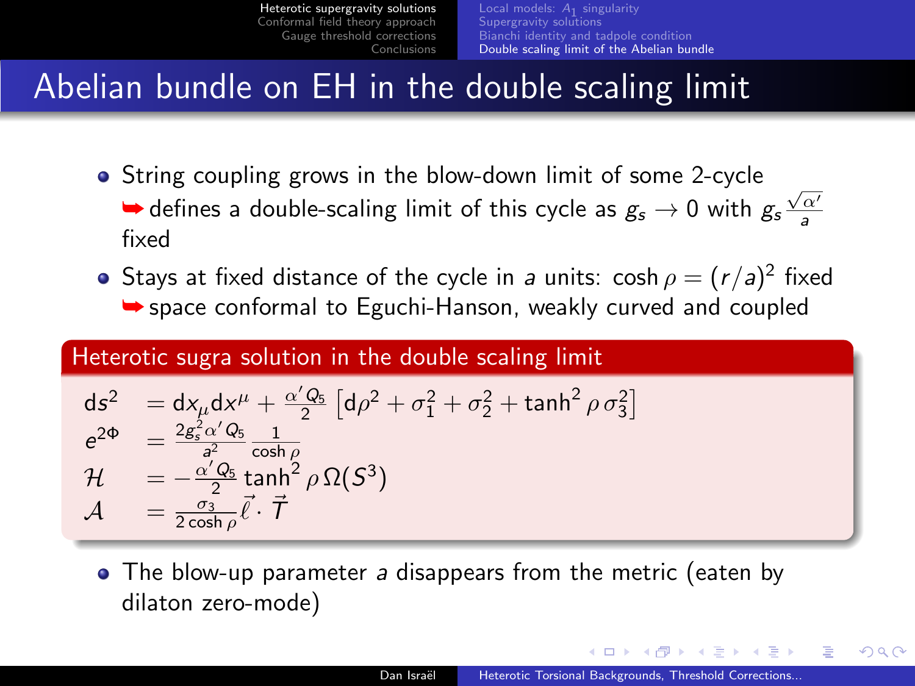# Abelian bundle on EH in the double scaling limit

- String coupling grows in the blow-down limit of some 2-cycle
  ➥ defines a double-scaling limit of this cycle as $g_s \to 0$ with $g_s \frac{\sqrt{\alpha'}}{a}$ fixed
- Stays at fixed distance of the cycle in $a$ units: $\cosh \rho = (r/a)^2$ fixed
  ➥ space conformal to Eguchi-Hanson, weakly curved and coupled

**Heterotic sugra solution in the double scaling limit**

$$
\begin{aligned}
ds^2 &= dx_\mu dx^\mu + \frac{\alpha' Q_5}{2} \left[ d\rho^2 + \sigma_1^2 + \sigma_2^2 + \tanh^2 \rho \, \sigma_3^2 \right] \\
e^{2\Phi} &= \frac{2 g_s^2 \alpha' Q_5}{a^2} \frac{1}{\cosh \rho} \\
\mathcal{H} &= -\frac{\alpha' Q_5}{2} \tanh^2 \rho \, \Omega(S^3) \\
\mathcal{A} &= \frac{\sigma_3}{2 \cosh \rho} \vec{\ell} \cdot \vec{T}
\end{aligned}
$$

- The blow-up parameter $a$ disappears from the metric (eaten by dilaton zero-mode)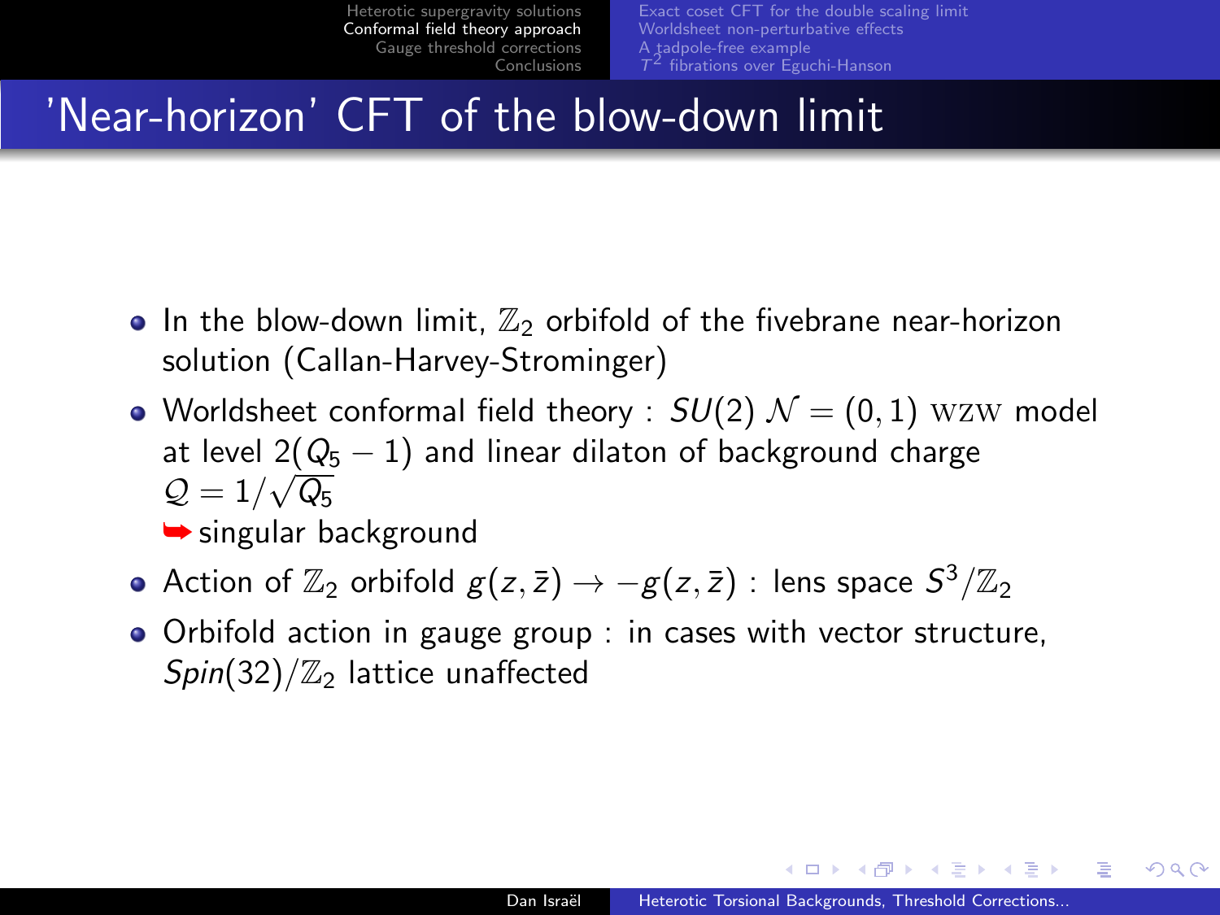# 'Near-horizon' CFT of the blow-down limit

- In the blow-down limit, $\mathbb{Z}_2$ orbifold of the fivebrane near-horizon solution (Callan-Harvey-Strominger)
- Worldsheet conformal field theory : $SU(2)$ $\mathcal{N} = (0,1)$ WZW model at level $2(Q_5 - 1)$ and linear dilaton of background charge $\mathcal{Q} = 1/\sqrt{Q_5}$

  ➥ singular background
- Action of $\mathbb{Z}_2$ orbifold $g(z,\bar{z}) \to -g(z,\bar{z})$ : lens space $S^3/\mathbb{Z}_2$
- Orbifold action in gauge group : in cases with vector structure, $Spin(32)/\mathbb{Z}_2$ lattice unaffected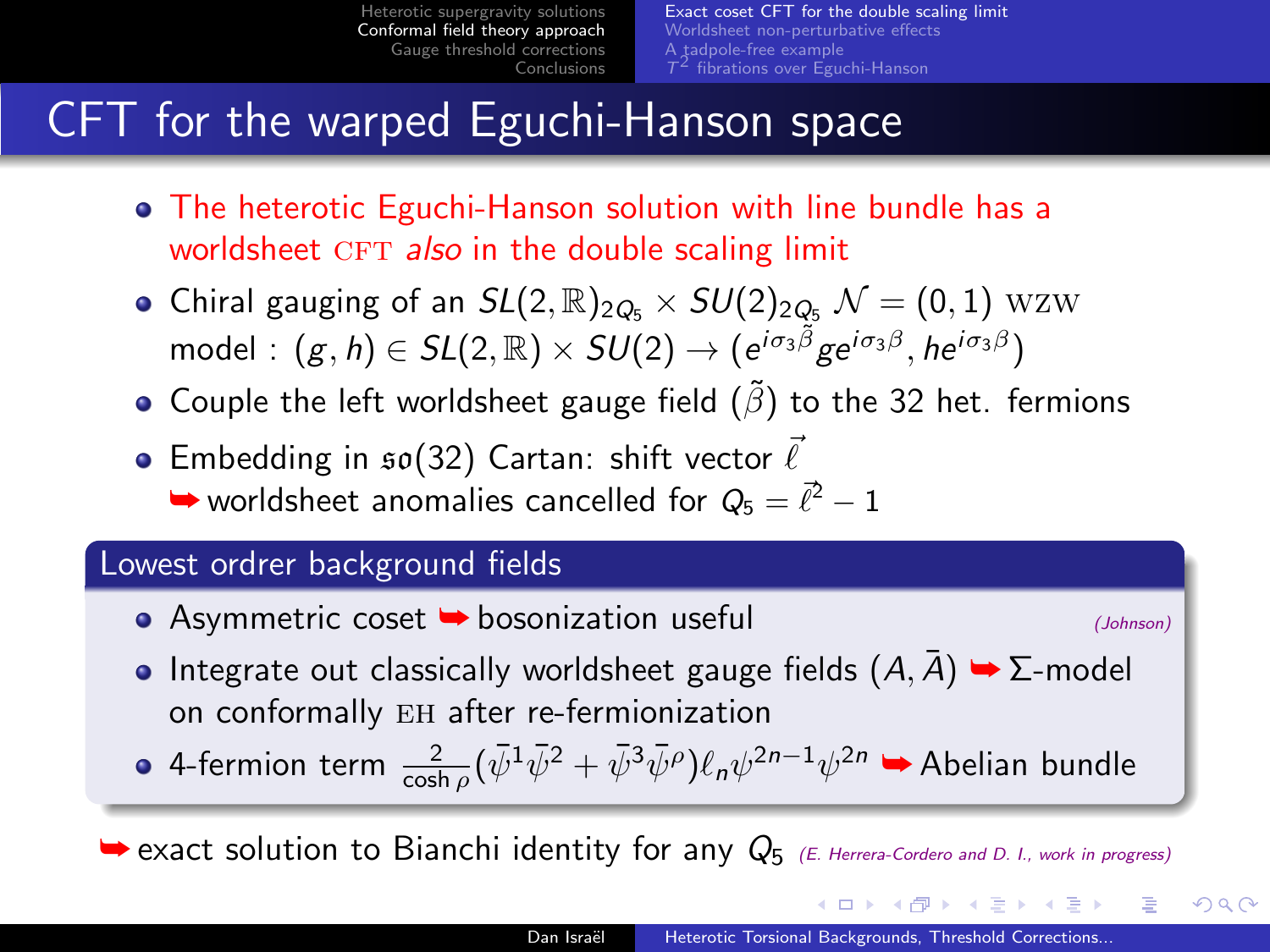# CFT for the warped Eguchi-Hanson space

- The heterotic Eguchi-Hanson solution with line bundle has a worldsheet CFT *also* in the double scaling limit
- Chiral gauging of an $SL(2,\mathbb{R})_{2Q_5} \times SU(2)_{2Q_5}$ $\mathcal{N} = (0,1)$ WZW model : $(g,h) \in SL(2,\mathbb{R}) \times SU(2) \to (e^{i\sigma_3 \tilde{\beta}} g e^{i\sigma_3 \beta}, h e^{i\sigma_3 \beta})$
- Couple the left worldsheet gauge field $(\tilde{\beta})$ to the 32 het. fermions
- Embedding in $\mathfrak{so}(32)$ Cartan: shift vector $\vec{\ell}$
  ➥ worldsheet anomalies cancelled for $Q_5 = \vec{\ell}^2 - 1$

## Lowest orrder background fields

- Asymmetric coset ➥ bosonization useful *(Johnson)*
- Integrate out classically worldsheet gauge fields $(A, \bar{A})$ ➥ $\Sigma$-model on conformally EH after re-fermionization
- 4-fermion term $\frac{2}{\cosh \rho}(\bar{\psi}^1\bar{\psi}^2 + \bar{\psi}^3\bar{\psi}^\rho)\ell_n \psi^{2n-1}\psi^{2n}$ ➥ Abelian bundle

➥ exact solution to Bianchi identity for any $Q_5$ *(E. Herrera-Cordero and D. I., work in progress)*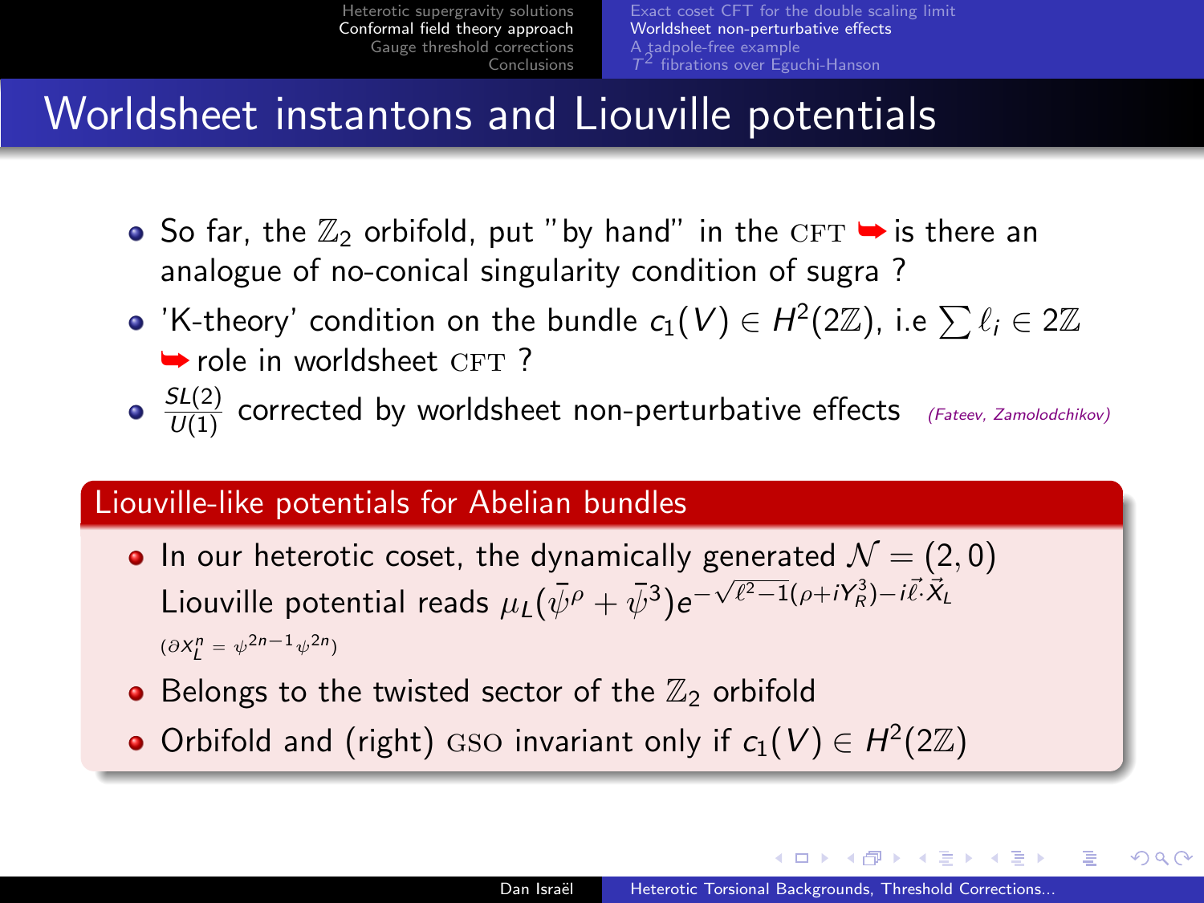# Worldsheet instantons and Liouville potentials

- So far, the $\mathbb{Z}_2$ orbifold, put "by hand" in the CFT ➥ is there an analogue of no-conical singularity condition of sugra ?
- 'K-theory' condition on the bundle $c_1(V) \in H^2(2\mathbb{Z})$, i.e $\sum \ell_i \in 2\mathbb{Z}$ ➥ role in worldsheet CFT ?
- $\frac{SL(2)}{U(1)}$ corrected by worldsheet non-perturbative effects *(Fateev, Zamolodchikov)*

## Liouville-like potentials for Abelian bundles

- In our heterotic coset, the dynamically generated $\mathcal{N} = (2,0)$ Liouville potential reads $\mu_L(\bar{\psi}^\rho + \bar{\psi}^3)e^{-\sqrt{\ell^2-1}(\rho+iY^3_R)-i\vec{\ell}\cdot\vec{X}_L}$ $(\partial x^n_L = \psi^{2n-1}\psi^{2n})$
- Belongs to the twisted sector of the $\mathbb{Z}_2$ orbifold
- Orbifold and (right) GSO invariant only if $c_1(V) \in H^2(2\mathbb{Z})$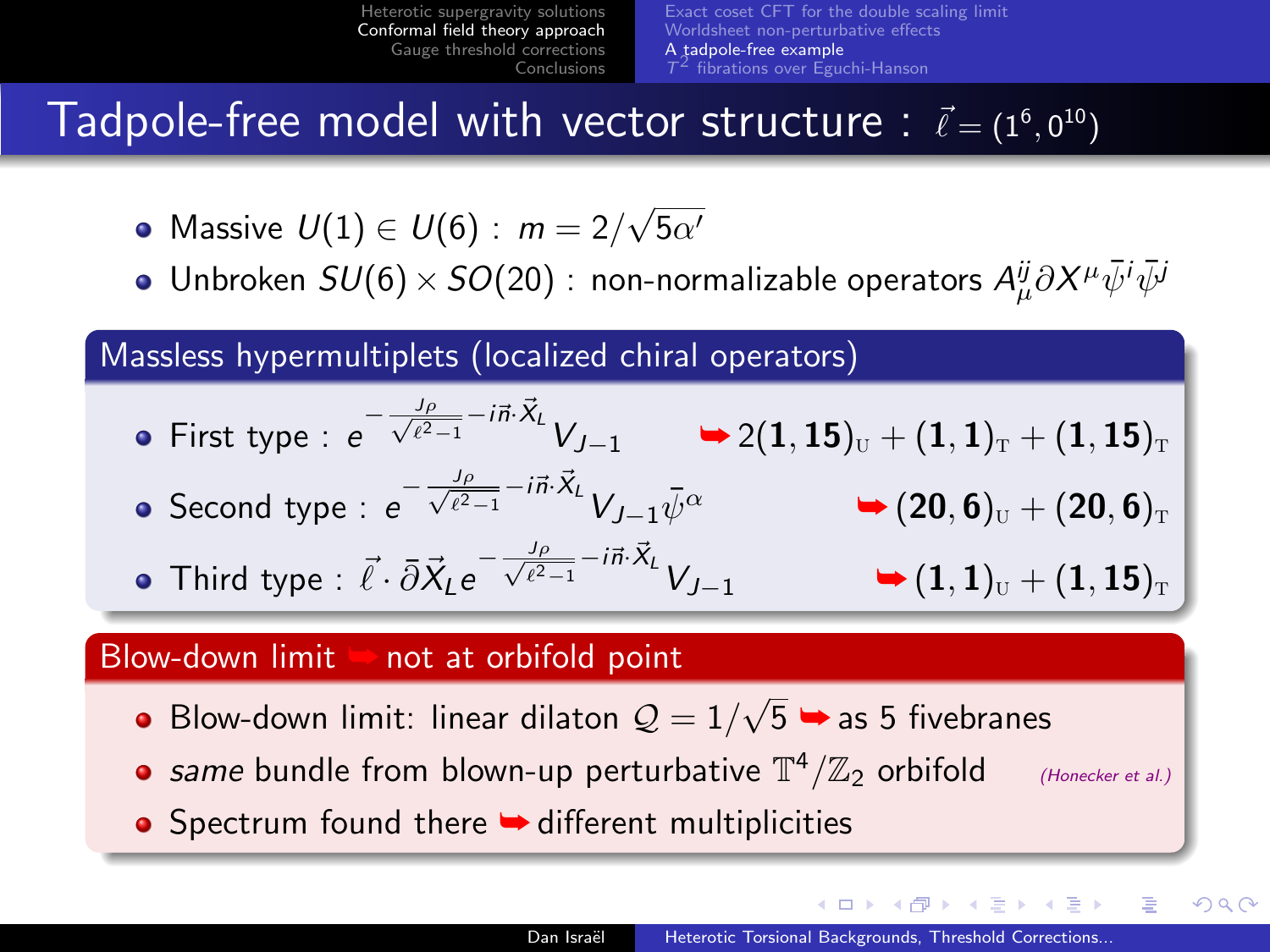# Tadpole-free model with vector structure : $\vec{\ell} = (1^6, 0^{10})$

- Massive $U(1) \in U(6)$ : $m = 2/\sqrt{5\alpha'}$
- Unbroken $SU(6) \times SO(20)$ : non-normalizable operators $A^{ij}_{\mu} \partial X^{\mu} \bar{\psi}^i \bar{\psi}^j$

## Massless hypermultiplets (localized chiral operators)

- First type : $e^{-\frac{J\rho}{\sqrt{\ell^2-1}} - i\vec{n}\cdot\vec{X}_L} V_{J-1}$ ➥ $2(\mathbf{1},\mathbf{15})_{\mathrm{U}} + (\mathbf{1},\mathbf{1})_{\mathrm{T}} + (\mathbf{1},\mathbf{15})_{\mathrm{T}}$
- Second type : $e^{-\frac{J\rho}{\sqrt{\ell^2-1}} - i\vec{n}\cdot\vec{X}_L} V_{J-1} \bar{\psi}^{\alpha}$ ➥ $(\mathbf{20},\mathbf{6})_{\mathrm{U}} + (\mathbf{20},\mathbf{6})_{\mathrm{T}}$
- Third type : $\vec{\ell} \cdot \bar{\partial}\vec{X}_L e^{-\frac{J\rho}{\sqrt{\ell^2-1}} - i\vec{n}\cdot\vec{X}_L} V_{J-1}$ ➥ $(\mathbf{1},\mathbf{1})_{\mathrm{U}} + (\mathbf{1},\mathbf{15})_{\mathrm{T}}$

## Blow-down limit ➥ not at orbifold point

- Blow-down limit: linear dilaton $\mathcal{Q} = 1/\sqrt{5}$ ➥ as 5 fivebranes
- *same* bundle from blown-up perturbative $\mathbb{T}^4/\mathbb{Z}_2$ orbifold *(Honecker et al.)*
- Spectrum found there ➥ different multiplicities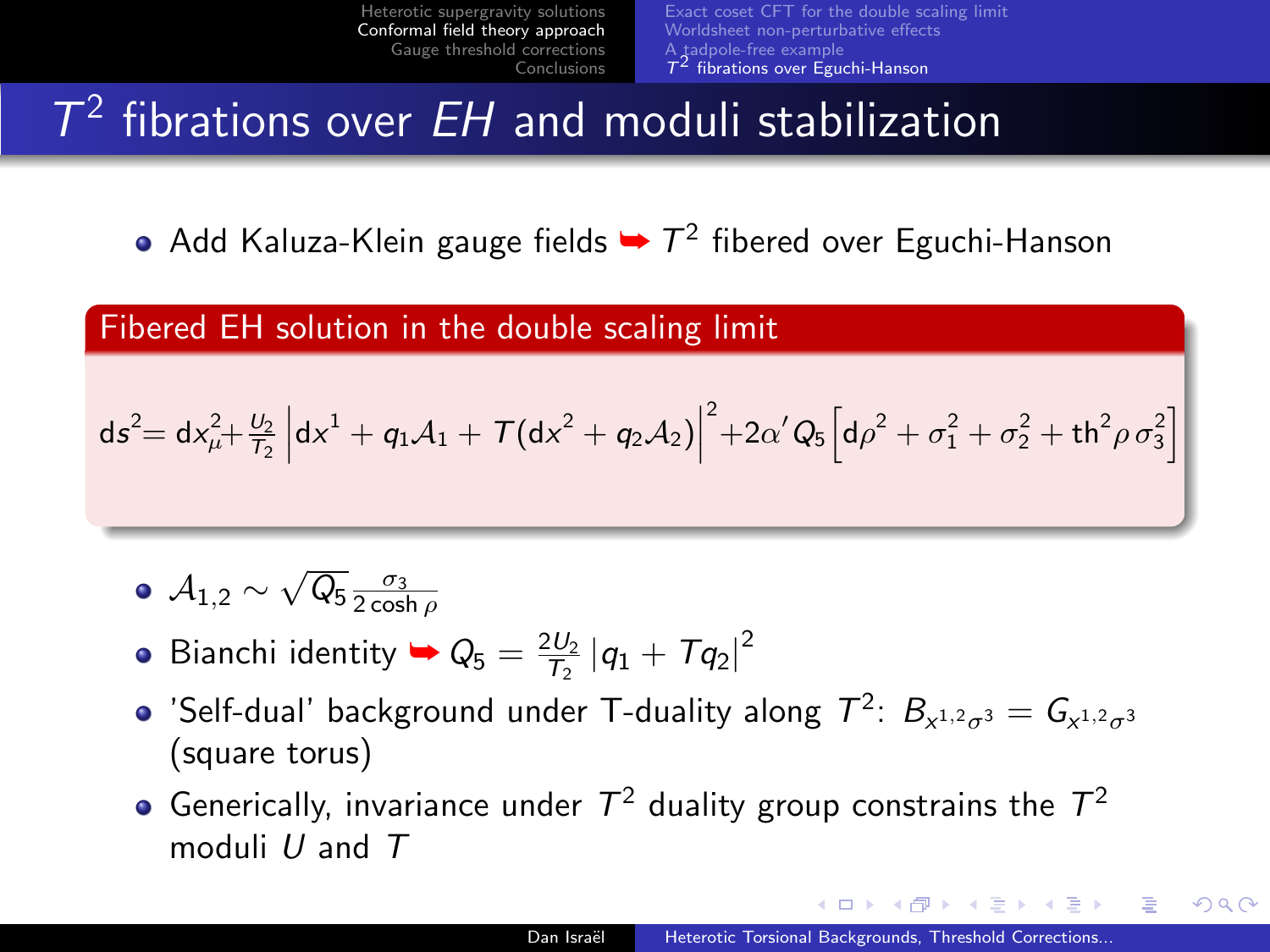# $T^2$ fibrations over *EH* and moduli stabilization

- Add Kaluza-Klein gauge fields ➥ $T^2$ fibered over Eguchi-Hanson

**Fibered EH solution in the double scaling limit**

$$\mathrm{d}s^2 = \mathrm{d}x_\mu^2 + \frac{U_2}{T_2}\left|\mathrm{d}x^1 + q_1\mathcal{A}_1 + T(\mathrm{d}x^2 + q_2\mathcal{A}_2)\right|^2 + 2\alpha' Q_5\left[\mathrm{d}\rho^2 + \sigma_1^2 + \sigma_2^2 + \mathrm{th}^2\rho\,\sigma_3^2\right]$$

- $\mathcal{A}_{1,2} \sim \sqrt{Q_5}\,\frac{\sigma_3}{2\cosh\rho}$
- Bianchi identity ➥ $Q_5 = \frac{2U_2}{T_2}\left|q_1 + Tq_2\right|^2$
- 'Self-dual' background under T-duality along $T^2$: $B_{x^{1,2}\sigma^3} = G_{x^{1,2}\sigma^3}$ (square torus)
- Generically, invariance under $T^2$ duality group constrains the $T^2$ moduli $U$ and $T$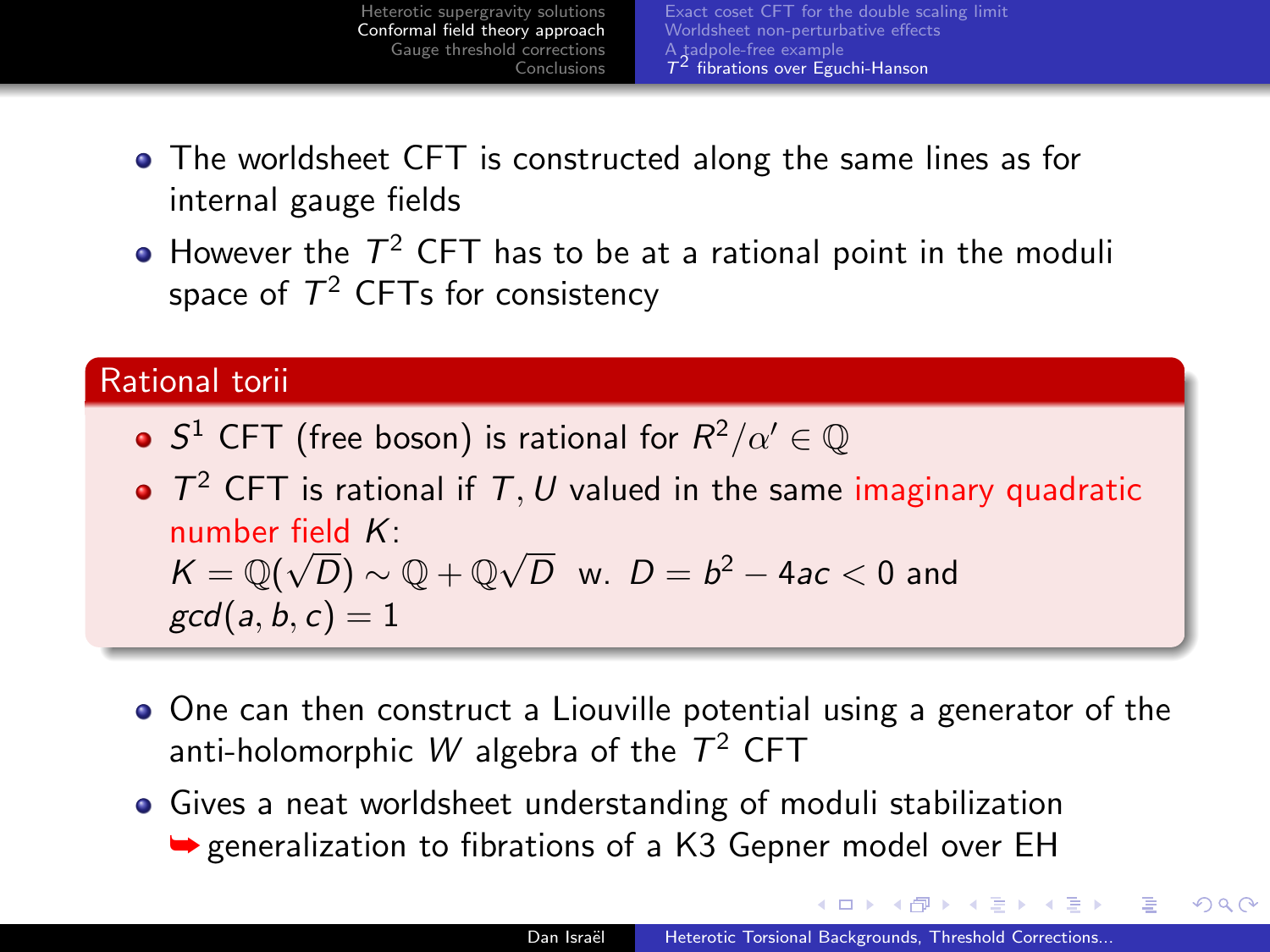- The worldsheet CFT is constructed along the same lines as for internal gauge fields
- However the $T^2$ CFT has to be at a rational point in the moduli space of $T^2$ CFTs for consistency

### Rational torii

- $S^1$ CFT (free boson) is rational for $R^2/\alpha' \in \mathbb{Q}$
- $T^2$ CFT is rational if $T, U$ valued in the same imaginary quadratic number field $K$:
  $K = \mathbb{Q}(\sqrt{D}) \sim \mathbb{Q} + \mathbb{Q}\sqrt{D}$ w. $D = b^2 - 4ac < 0$ and $gcd(a, b, c) = 1$

- One can then construct a Liouville potential using a generator of the anti-holomorphic $W$ algebra of the $T^2$ CFT
- Gives a neat worldsheet understanding of moduli stabilization
  ➥ generalization to fibrations of a K3 Gepner model over EH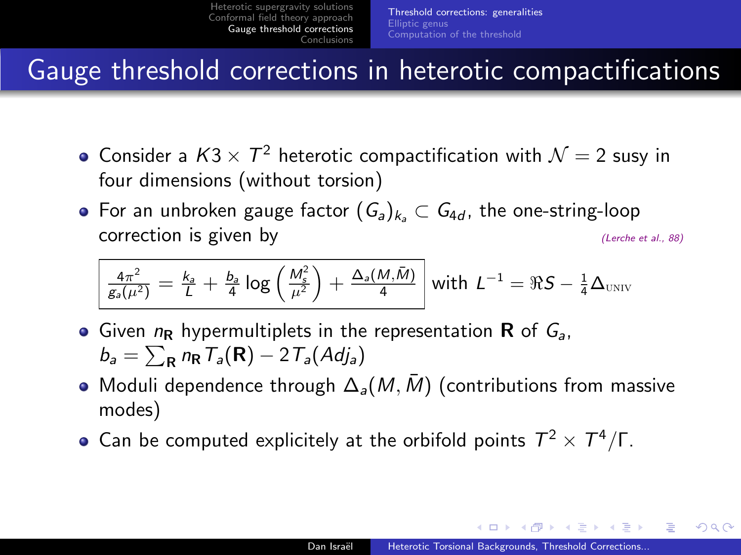# Gauge threshold corrections in heterotic compactifications

- Consider a $K3 \times T^2$ heterotic compactification with $\mathcal{N}=2$ susy in four dimensions (without torsion)
- For an unbroken gauge factor $(G_a)_{k_a} \subset G_{4d}$, the one-string-loop correction is given by *(Lerche et al., 88)*

$$\frac{4\pi^2}{g_a(\mu^2)} = \frac{k_a}{L} + \frac{b_a}{4} \log\left(\frac{M_s^2}{\mu^2}\right) + \frac{\Delta_a(M,\bar{M})}{4} \quad \text{with } L^{-1} = \Re S - \frac{1}{4}\Delta_{\text{UNIV}}$$

- Given $n_{\mathbf{R}}$ hypermultiplets in the representation $\mathbf{R}$ of $G_a$, $b_a = \sum_{\mathbf{R}} n_{\mathbf{R}} T_a(\mathbf{R}) - 2T_a(Adj_a)$
- Moduli dependence through $\Delta_a(M,\bar{M})$ (contributions from massive modes)
- Can be computed explicitely at the orbifold points $T^2 \times T^4/\Gamma$.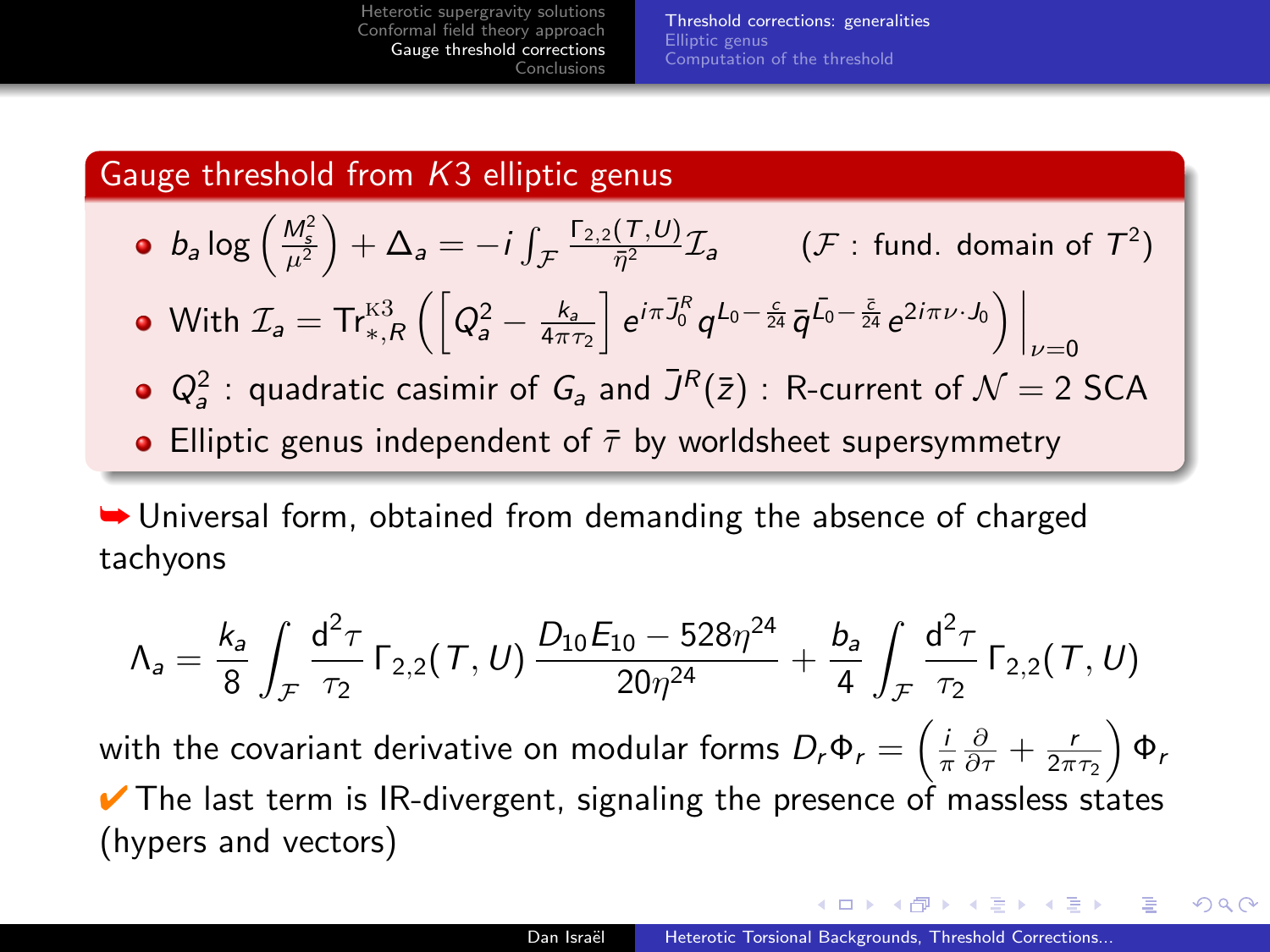## Gauge threshold from $K3$ elliptic genus

- $b_a \log\left(\frac{M_s^2}{\mu^2}\right) + \Delta_a = -i \int_{\mathcal{F}} \frac{\Gamma_{2,2}(T,U)}{\bar{\eta}^2} \mathcal{I}_a \qquad (\mathcal{F} : \text{fund. domain of } T^2)$
- With $\mathcal{I}_a = \text{Tr}^{\text{K3}}_{*,R} \left( \left[ Q_a^2 - \frac{k_a}{4\pi\tau_2} \right] e^{i\pi \bar{J}_0^R} q^{L_0 - \frac{c}{24}} \bar{q}^{\bar{L}_0 - \frac{\bar{c}}{24}} e^{2i\pi\nu\cdot J_0} \right) \Big|_{\nu=0}$
- $Q_a^2$ : quadratic casimir of $G_a$ and $\bar{J}^R(\bar{z})$ : R-current of $\mathcal{N}=2$ SCA
- Elliptic genus independent of $\bar{\tau}$ by worldsheet supersymmetry

➥ Universal form, obtained from demanding the absence of charged tachyons

$$\Lambda_a = \frac{k_a}{8} \int_{\mathcal{F}} \frac{\mathrm{d}^2\tau}{\tau_2} \Gamma_{2,2}(T,U) \frac{D_{10}E_{10} - 528\eta^{24}}{20\eta^{24}} + \frac{b_a}{4} \int_{\mathcal{F}} \frac{\mathrm{d}^2\tau}{\tau_2} \Gamma_{2,2}(T,U)$$

with the covariant derivative on modular forms $D_r\Phi_r = \left( \frac{i}{\pi}\frac{\partial}{\partial\tau} + \frac{r}{2\pi\tau_2} \right) \Phi_r$

✔ The last term is IR-divergent, signaling the presence of massless states (hypers and vectors)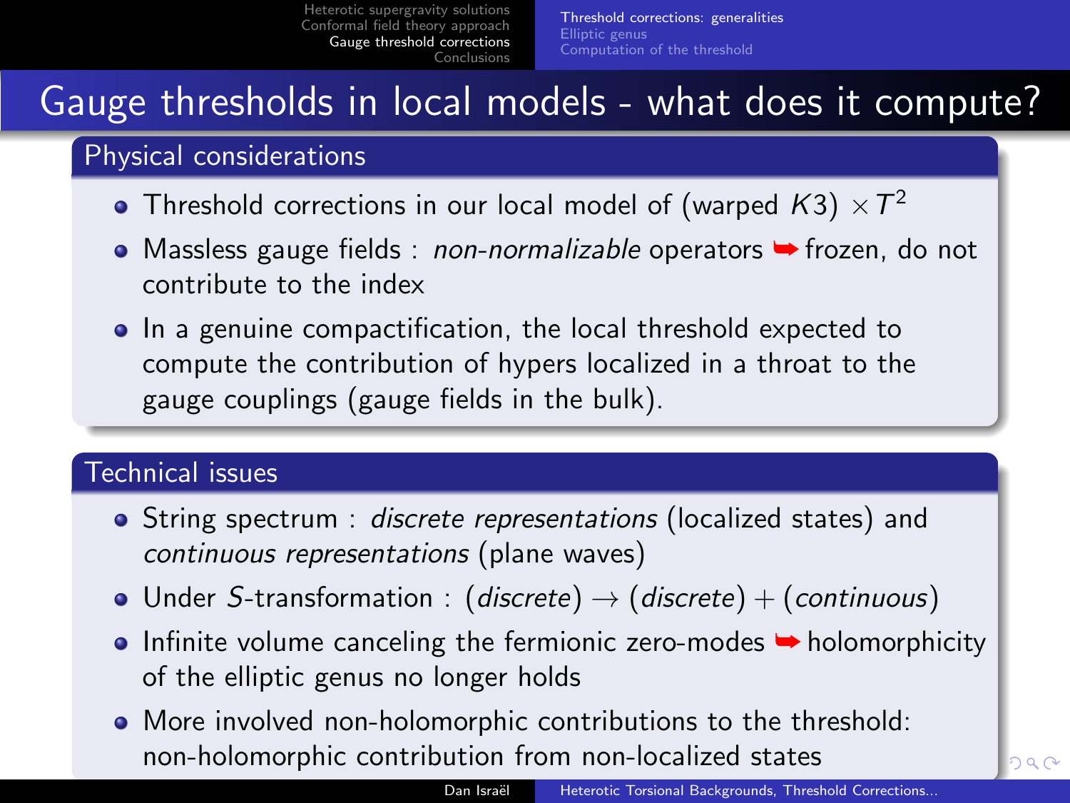# Gauge thresholds in local models - what does it compute?

## Physical considerations

- Threshold corrections in our local model of (warped $K3$) $\times T^2$
- Massless gauge fields : *non-normalizable* operators ➥ frozen, do not contribute to the index
- In a genuine compactification, the local threshold expected to compute the contribution of hypers localized in a throat to the gauge couplings (gauge fields in the bulk).

## Technical issues

- String spectrum : *discrete representations* (localized states) and *continuous representations* (plane waves)
- Under $S$-transformation : $(\textit{discrete}) \to (\textit{discrete}) + (\textit{continuous})$
- Infinite volume canceling the fermionic zero-modes ➥ holomorphicity of the elliptic genus no longer holds
- More involved non-holomorphic contributions to the threshold: non-holomorphic contribution from non-localized states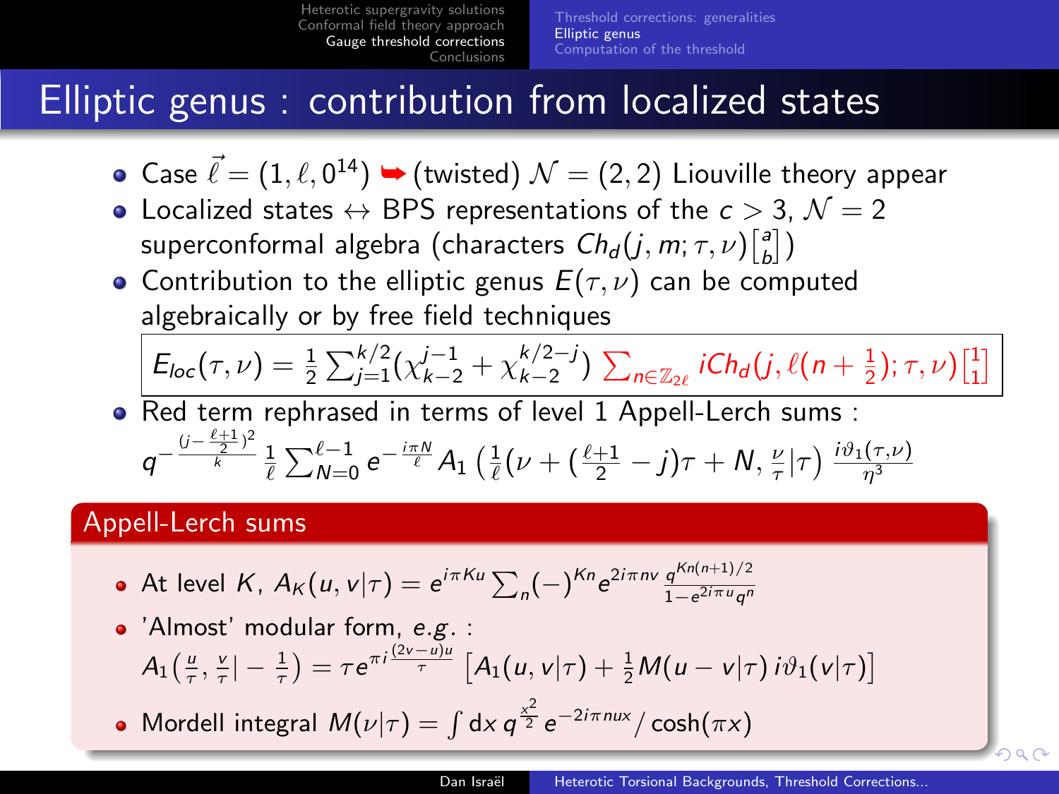# Elliptic genus : contribution from localized states

- Case $\vec{\ell} = (1, \ell, 0^{14})$ ➥ (twisted) $\mathcal{N} = (2,2)$ Liouville theory appear
- Localized states ↔ BPS representations of the $c > 3$, $\mathcal{N} = 2$ superconformal algebra (characters $Ch_d(j, m; \tau, \nu)\left[\begin{smallmatrix} a \\ b \end{smallmatrix}\right]$)
- Contribution to the elliptic genus $E(\tau, \nu)$ can be computed algebraically or by free field techniques

$$E_{loc}(\tau, \nu) = \frac{1}{2} \sum_{j=1}^{k/2} (\chi_{k-2}^{j-1} + \chi_{k-2}^{k/2-j}) \sum_{n \in \mathbb{Z}_{2\ell}} iCh_d(j, \ell(n + \tfrac{1}{2}); \tau, \nu)\left[\begin{smallmatrix} 1 \\ 1 \end{smallmatrix}\right]$$

- Red term rephrased in terms of level 1 Appell-Lerch sums :

$$q^{-\frac{(j - \frac{\ell+1}{2})^2}{k}} \frac{1}{\ell} \sum_{N=0}^{\ell-1} e^{-\frac{i\pi N}{\ell}} A_1\left(\tfrac{1}{\ell}(\nu + (\tfrac{\ell+1}{2} - j)\tau + N, \tfrac{\nu}{\tau} | \tau\right) \frac{i\vartheta_1(\tau, \nu)}{\eta^3}$$

## Appell-Lerch sums

- At level $K$, $A_K(u, v|\tau) = e^{i\pi K u} \sum_n (-)^{Kn} e^{2i\pi n v} \frac{q^{Kn(n+1)/2}}{1 - e^{2i\pi u} q^n}$
- 'Almost' modular form, *e.g.* :
  $A_1\left(\frac{u}{\tau}, \frac{v}{\tau}| - \frac{1}{\tau}\right) = \tau e^{\pi i \frac{(2v-u)u}{\tau}} \left[A_1(u, v|\tau) + \frac{1}{2} M(u - v|\tau)\, i\vartheta_1(v|\tau)\right]$
- Mordell integral $M(\nu|\tau) = \int \mathrm{d}x\, q^{\frac{x^2}{2}} e^{-2i\pi nux} / \cosh(\pi x)$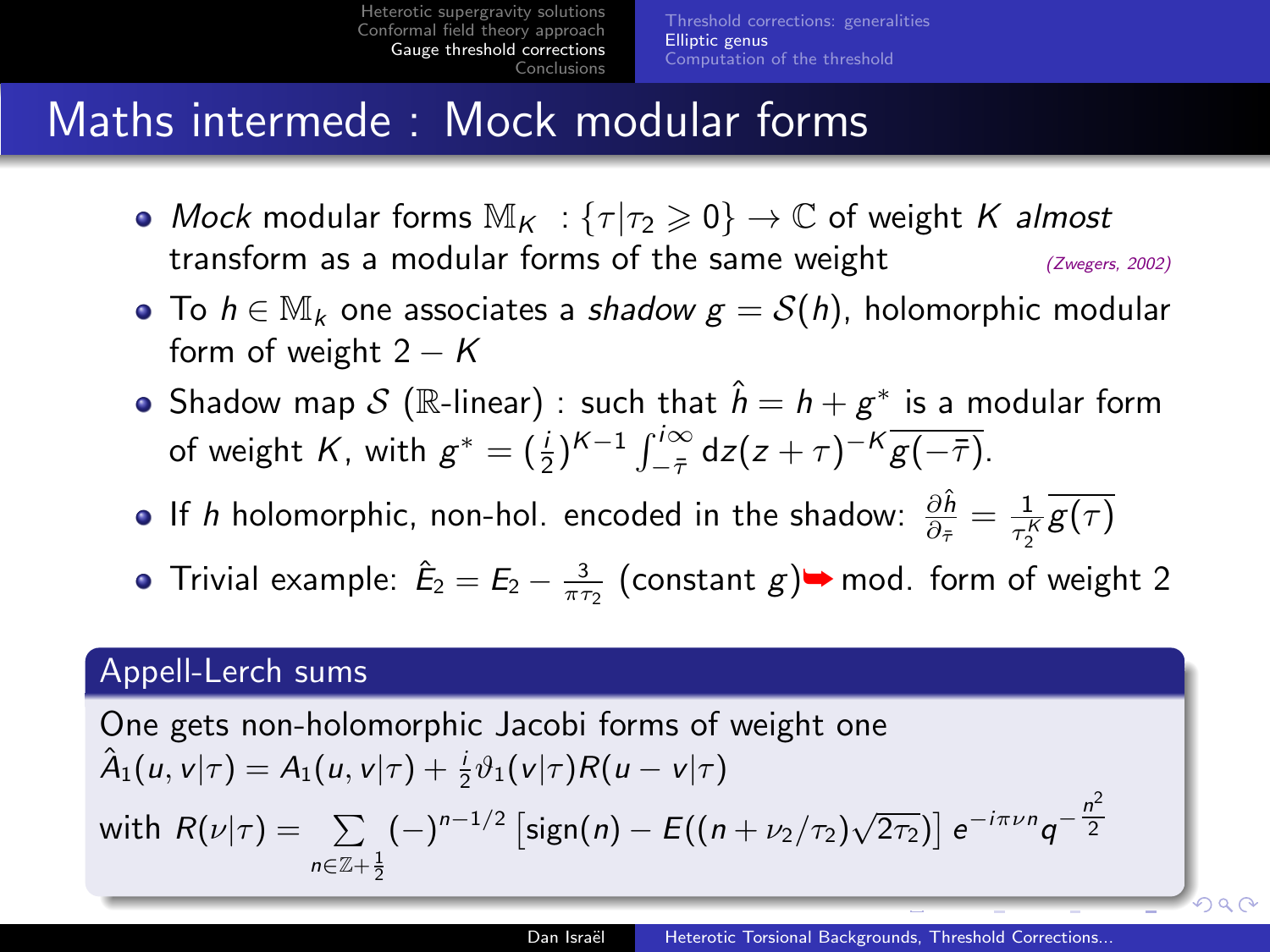# Maths intermede : Mock modular forms

- *Mock* modular forms $\mathbb{M}_K \; : \{\tau | \tau_2 \geqslant 0\} \to \mathbb{C}$ of weight $K$ *almost* transform as a modular forms of the same weight *(Zwegers, 2002)*
- To $h \in \mathbb{M}_k$ one associates a *shadow* $g = \mathcal{S}(h)$, holomorphic modular form of weight $2-K$
- Shadow map $\mathcal{S}$ ($\mathbb{R}$-linear) : such that $\hat{h} = h + g^*$ is a modular form of weight $K$, with $g^* = (\frac{i}{2})^{K-1} \int_{-\bar{\tau}}^{i\infty} \mathrm{d}z (z+\tau)^{-K} \overline{g(-\bar{\tau})}$.
- If $h$ holomorphic, non-hol. encoded in the shadow: $\frac{\partial \hat{h}}{\partial_{\bar{\tau}}} = \frac{1}{\tau_2^K} \overline{g(\tau)}$
- Trivial example: $\hat{E}_2 = E_2 - \frac{3}{\pi \tau_2}$ (constant $g$) ➥ mod. form of weight 2

## Appell-Lerch sums

One gets non-holomorphic Jacobi forms of weight one

$$\hat{A}_1(u,v|\tau) = A_1(u,v|\tau) + \frac{i}{2}\vartheta_1(v|\tau) R(u-v|\tau)$$

with $R(\nu|\tau) = \sum_{n\in\mathbb{Z}+\frac{1}{2}} (-)^{n-1/2} \left[\mathrm{sign}(n) - E((n+\nu_2/\tau_2)\sqrt{2\tau_2})\right] e^{-i\pi\nu n} q^{-\frac{n^2}{2}}$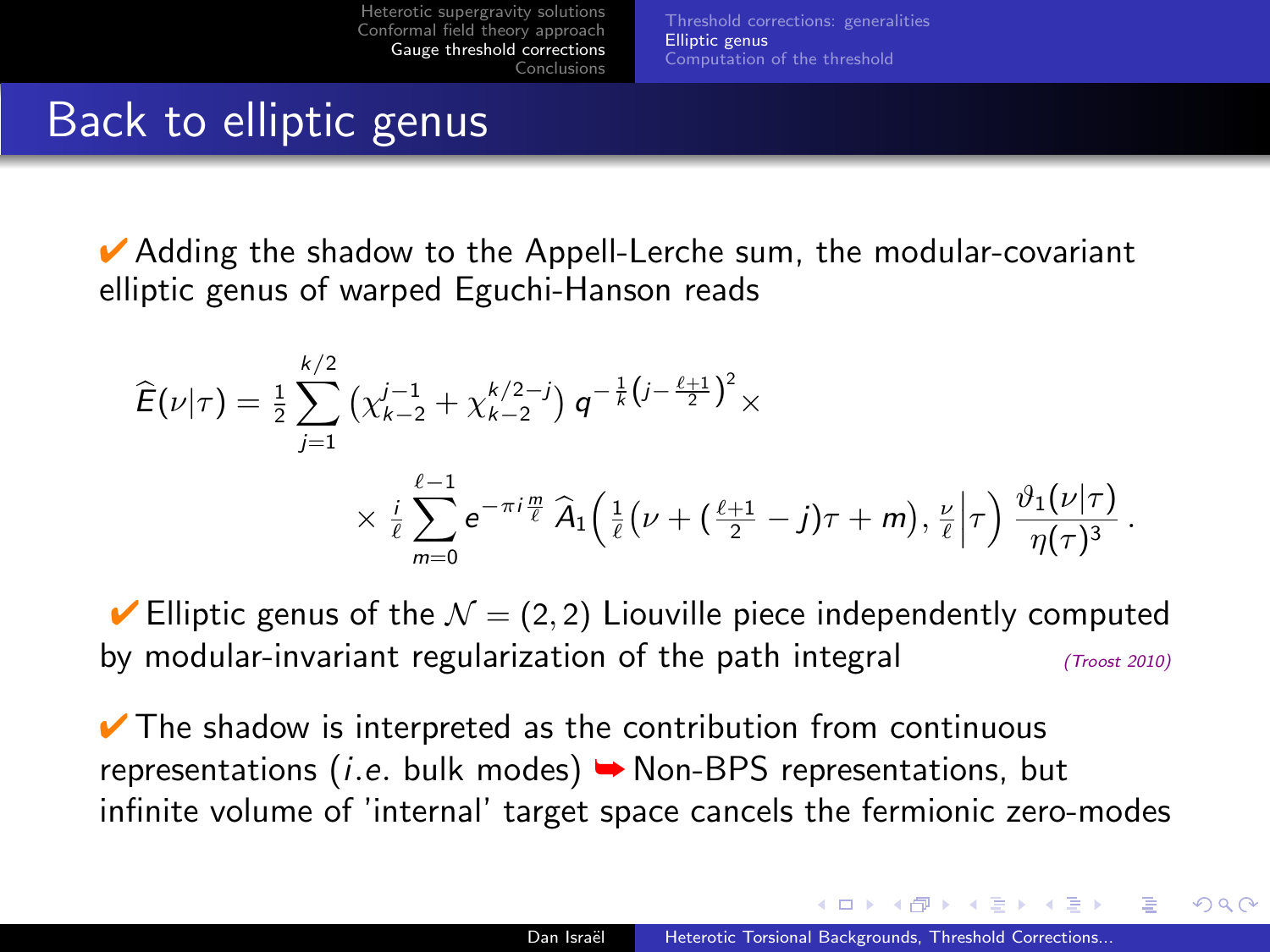# Back to elliptic genus

✔ Adding the shadow to the Appell-Lerche sum, the modular-covariant elliptic genus of warped Eguchi-Hanson reads

$$\widehat{E}(\nu|\tau) = \frac{1}{2}\sum_{j=1}^{k/2}\left(\chi_{k-2}^{j-1} + \chi_{k-2}^{k/2-j}\right) q^{-\frac{1}{k}\left(j-\frac{\ell+1}{2}\right)^2} \times$$

$$\times \frac{i}{\ell}\sum_{m=0}^{\ell-1} e^{-\pi i \frac{m}{\ell}}\, \widehat{A}_1\Big(\tfrac{1}{\ell}\big(\nu + (\tfrac{\ell+1}{2} - j)\tau + m\big), \tfrac{\nu}{\ell}\Big|\tau\Big)\, \frac{\vartheta_1(\nu|\tau)}{\eta(\tau)^3}\,.$$

✔ Elliptic genus of the $\mathcal{N} = (2,2)$ Liouville piece independently computed by modular-invariant regularization of the path integral *(Troost 2010)*

✔ The shadow is interpreted as the contribution from continuous representations (*i.e.* bulk modes) ➥ Non-BPS representations, but infinite volume of 'internal' target space cancels the fermionic zero-modes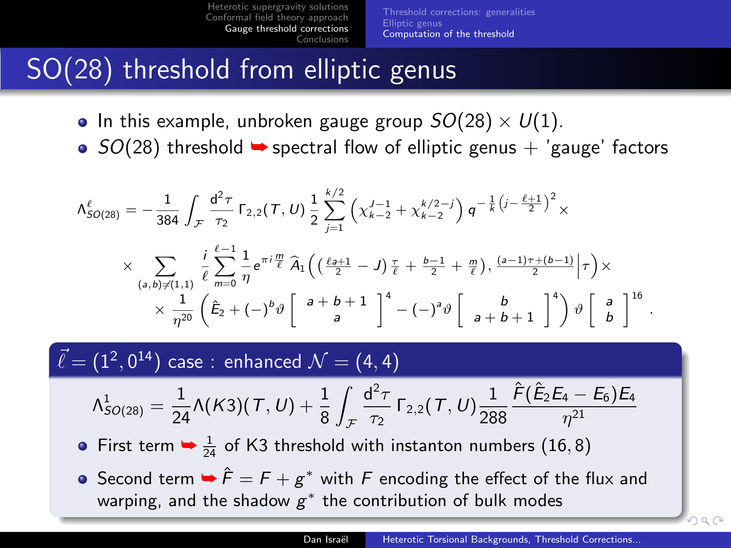# SO(28) threshold from elliptic genus

- In this example, unbroken gauge group $SO(28) \times U(1)$.
- $SO(28)$ threshold ➥ spectral flow of elliptic genus + 'gauge' factors

$$
\Lambda^{\ell}_{SO(28)} = -\frac{1}{384}\int_{\mathcal{F}} \frac{\mathrm{d}^2\tau}{\tau_2}\,\Gamma_{2,2}(T,U)\,\frac{1}{2}\sum_{j=1}^{k/2}\left(\chi^{J-1}_{k-2}+\chi^{k/2-j}_{k-2}\right) q^{-\frac{1}{k}\left(j-\frac{\ell+1}{2}\right)^2}\times
$$

$$
\times \sum_{(a,b)\neq(1,1)} \frac{i}{\ell}\sum_{m=0}^{\ell-1}\frac{1}{\eta}e^{\pi i \frac{m}{\ell}}\,\widehat{A}_1\Big(\big(\tfrac{\ell a+1}{2}-J\big)\tfrac{\tau}{\ell}+\tfrac{b-1}{2}+\tfrac{m}{\ell}\big),\,\tfrac{(a-1)\tau+(b-1)}{2}\Big|\tau\Big)\times
$$

$$
\times\,\frac{1}{\eta^{20}}\left(\hat{E}_2+(-)^b\vartheta\begin{bmatrix} a+b+1 \\ a \end{bmatrix}^4-(-)^a\vartheta\begin{bmatrix} b \\ a+b+1 \end{bmatrix}^4\right)\vartheta\begin{bmatrix} a \\ b \end{bmatrix}^{16}.
$$

## $\vec{\ell} = (1^2, 0^{14})$ case : enhanced $\mathcal{N} = (4,4)$

$$
\Lambda^{1}_{SO(28)} = \frac{1}{24}\Lambda(K3)(T,U)+\frac{1}{8}\int_{\mathcal{F}}\frac{\mathrm{d}^2\tau}{\tau_2}\,\Gamma_{2,2}(T,U)\frac{1}{288}\,\frac{\hat{F}(\hat{E}_2E_4-E_6)E_4}{\eta^{21}}
$$

- First term ➥ $\frac{1}{24}$ of K3 threshold with instanton numbers $(16,8)$
- Second term ➥ $\hat{F} = F + g^*$ with $F$ encoding the effect of the flux and warping, and the shadow $g^*$ the contribution of bulk modes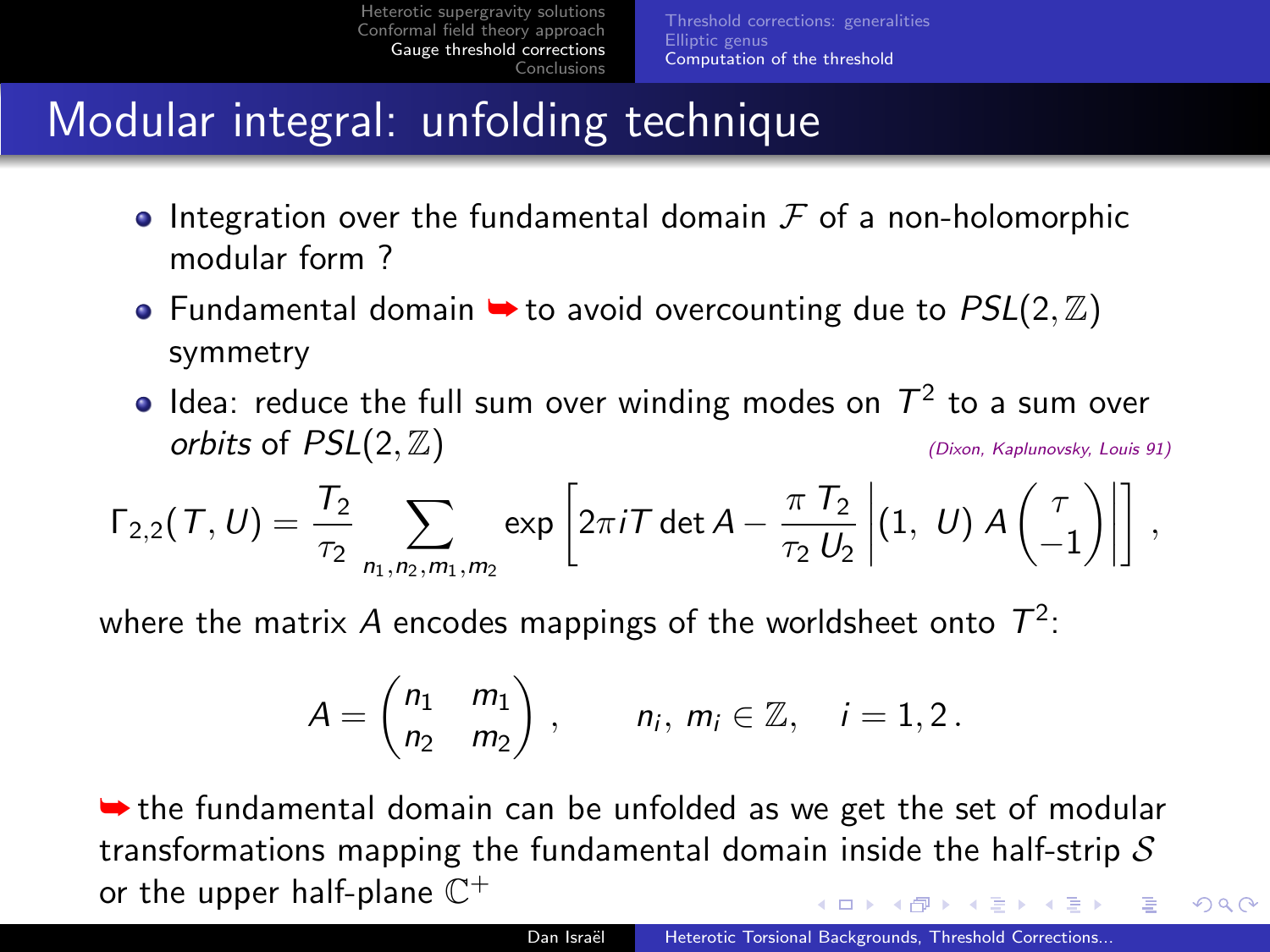# Modular integral: unfolding technique

- Integration over the fundamental domain $\mathcal{F}$ of a non-holomorphic modular form ?
- Fundamental domain ➥ to avoid overcounting due to $PSL(2,\mathbb{Z})$ symmetry
- Idea: reduce the full sum over winding modes on $T^2$ to a sum over *orbits* of $PSL(2,\mathbb{Z})$ *(Dixon, Kaplunovsky, Louis 91)*

$$\Gamma_{2,2}(T,U) = \frac{T_2}{\tau_2} \sum_{n_1,n_2,m_1,m_2} \exp\left[2\pi i T \det A - \frac{\pi\, T_2}{\tau_2\, U_2}\left|(1,\ U)\, A \begin{pmatrix} \tau \\ -1 \end{pmatrix}\right|\right],$$

where the matrix $A$ encodes mappings of the worldsheet onto $T^2$:

$$A = \begin{pmatrix} n_1 & m_1 \\ n_2 & m_2 \end{pmatrix}, \qquad n_i,\ m_i \in \mathbb{Z}, \quad i = 1,2\,.$$

➥ the fundamental domain can be unfolded as we get the set of modular transformations mapping the fundamental domain inside the half-strip $\mathcal{S}$ or the upper half-plane $\mathbb{C}^+$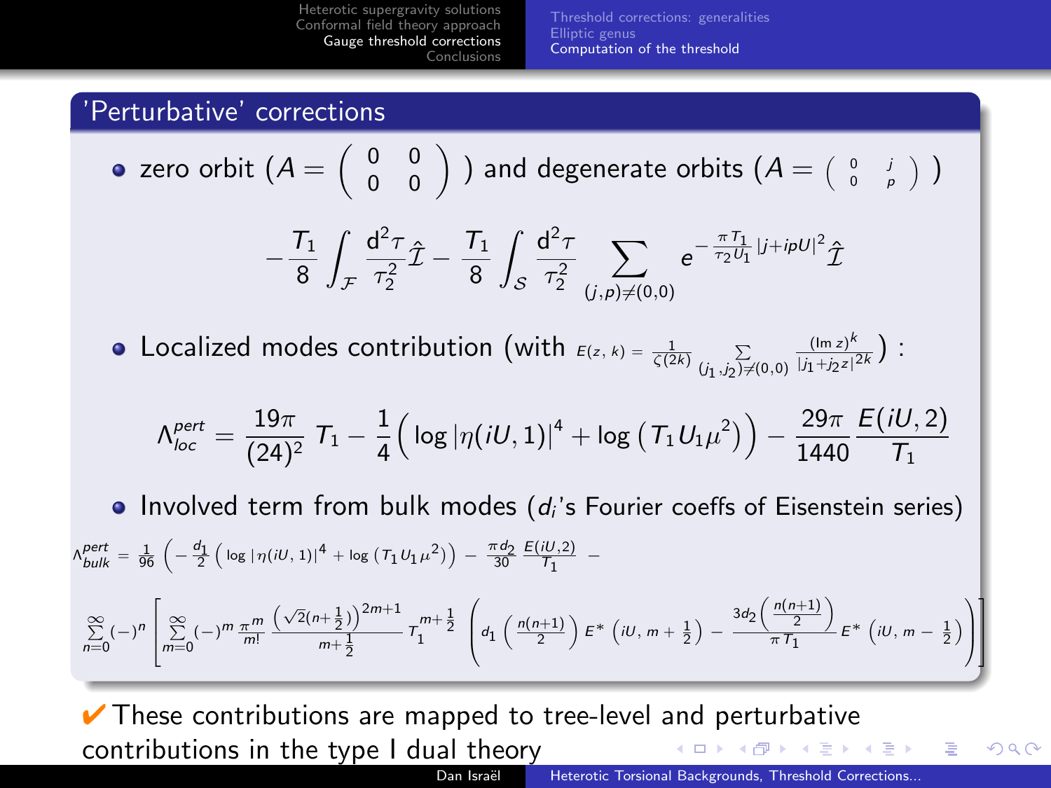## 'Perturbative' corrections

- zero orbit ($A = \begin{pmatrix} 0 & 0 \\ 0 & 0 \end{pmatrix}$) and degenerate orbits ($A = \begin{pmatrix} 0 & j \\ 0 & p \end{pmatrix}$)

$$-\frac{T_1}{8}\int_{\mathcal{F}} \frac{\mathrm{d}^2\tau}{\tau_2^2}\hat{\mathcal{I}} - \frac{T_1}{8}\int_{\mathcal{S}} \frac{\mathrm{d}^2\tau}{\tau_2^2} \sum_{(j,p)\neq(0,0)} e^{-\frac{\pi T_1}{\tau_2 U_1}|j+ipU|^2}\hat{\mathcal{I}}$$

- Localized modes contribution (with $E(z,k) = \frac{1}{\zeta(2k)} \sum_{(j_1,j_2)\neq(0,0)} \frac{(\mathrm{Im}\, z)^k}{|j_1+j_2 z|^{2k}}$) :

$$\Lambda^{pert}_{loc} = \frac{19\pi}{(24)^2}\, T_1 - \frac{1}{4}\left(\log|\eta(iU,1)|^4 + \log\left(T_1 U_1 \mu^2\right)\right) - \frac{29\pi}{1440}\frac{E(iU,2)}{T_1}$$

- Involved term from bulk modes ($d_i$'s Fourier coeffs of Eisenstein series)

$$\Lambda^{pert}_{bulk} = \frac{1}{96}\left(-\frac{d_1}{2}\left(\log|\eta(iU,1)|^4 + \log\left(T_1 U_1 \mu^2\right)\right) - \frac{\pi d_2}{30}\frac{E(iU,2)}{T_1} - \right.$$

$$\left.\sum_{n=0}^{\infty}(-)^n\left[\sum_{m=0}^{\infty}(-)^m \frac{\pi^m}{m!}\frac{\left(\sqrt{2}(n+\frac{1}{2})\right)^{2m+1}}{m+\frac{1}{2}}T_1^{m+\frac{1}{2}}\left(d_1\left(\frac{n(n+1)}{2}\right)E^*\left(iU,m+\frac{1}{2}\right) - \frac{3d_2\left(\frac{n(n+1)}{2}\right)}{\pi T_1}E^*\left(iU,m-\frac{1}{2}\right)\right)\right]\right)$$

✔ These contributions are mapped to tree-level and perturbative contributions in the type I dual theory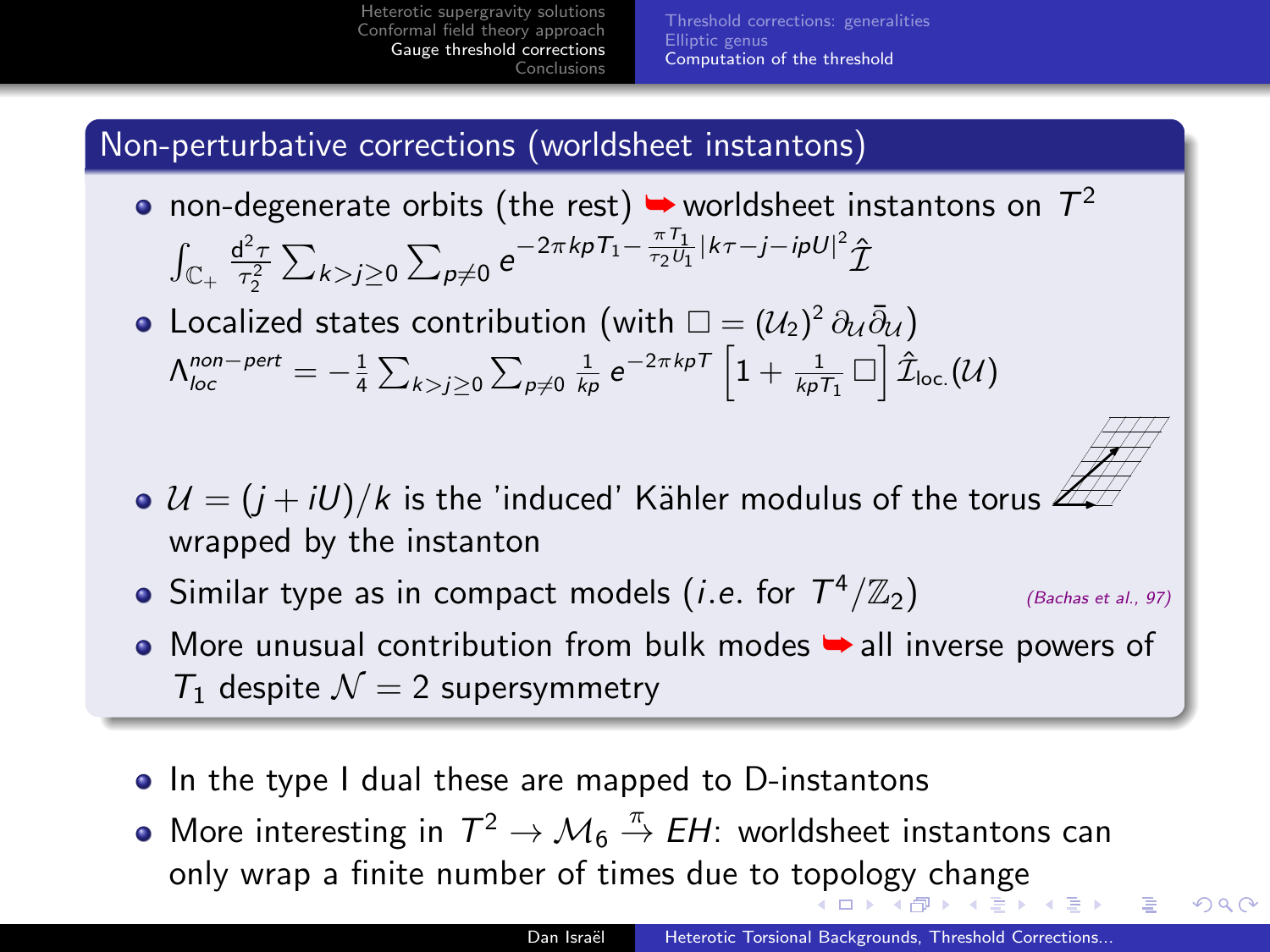## Non-perturbative corrections (worldsheet instantons)

- non-degenerate orbits (the rest) ➥ worldsheet instantons on $T^2$
  $\int_{\mathbb{C}_+} \frac{\mathrm{d}^2\tau}{\tau_2^2} \sum_{k>j\geq 0} \sum_{p\neq 0} e^{-2\pi k p T_1 - \frac{\pi T_1}{\tau_2 U_1}|k\tau - j - ipU|^2} \hat{\mathcal{I}}$
- Localized states contribution (with $\square = (\mathcal{U}_2)^2 \, \partial_{\mathcal{U}} \bar{\partial}_{\mathcal{U}}$)
  $\Lambda_{loc}^{non-pert} = -\frac{1}{4} \sum_{k>j\geq 0} \sum_{p\neq 0} \frac{1}{kp} \, e^{-2\pi k p T} \left[ 1 + \frac{1}{kpT_1} \square \right] \hat{\mathcal{I}}_{\text{loc.}}(\mathcal{U})$
- $\mathcal{U} = (j + iU)/k$ is the 'induced' Kähler modulus of the torus wrapped by the instanton
- Similar type as in compact models (*i.e.* for $T^4/\mathbb{Z}_2$) *(Bachas et al., 97)*
- More unusual contribution from bulk modes ➥ all inverse powers of $T_1$ despite $\mathcal{N} = 2$ supersymmetry

- In the type I dual these are mapped to D-instantons
- More interesting in $T^2 \to \mathcal{M}_6 \overset{\pi}{\to} EH$: worldsheet instantons can only wrap a finite number of times due to topology change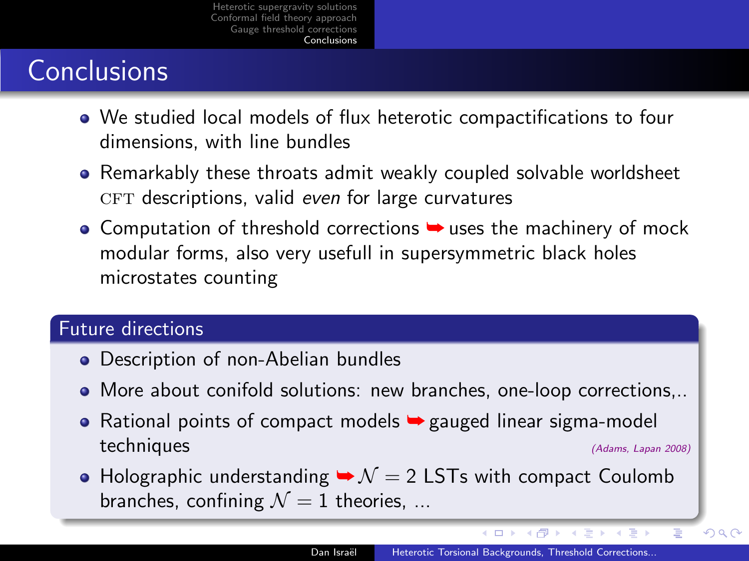# Conclusions

- We studied local models of flux heterotic compactifications to four dimensions, with line bundles
- Remarkably these throats admit weakly coupled solvable worldsheet CFT descriptions, valid *even* for large curvatures
- Computation of threshold corrections ➥ uses the machinery of mock modular forms, also very usefull in supersymmetric black holes microstates counting

## Future directions

- Description of non-Abelian bundles
- More about conifold solutions: new branches, one-loop corrections,..
- Rational points of compact models ➥ gauged linear sigma-model techniques *(Adams, Lapan 2008)*
- Holographic understanding ➥ $\mathcal{N} = 2$ LSTs with compact Coulomb branches, confining $\mathcal{N} = 1$ theories, ...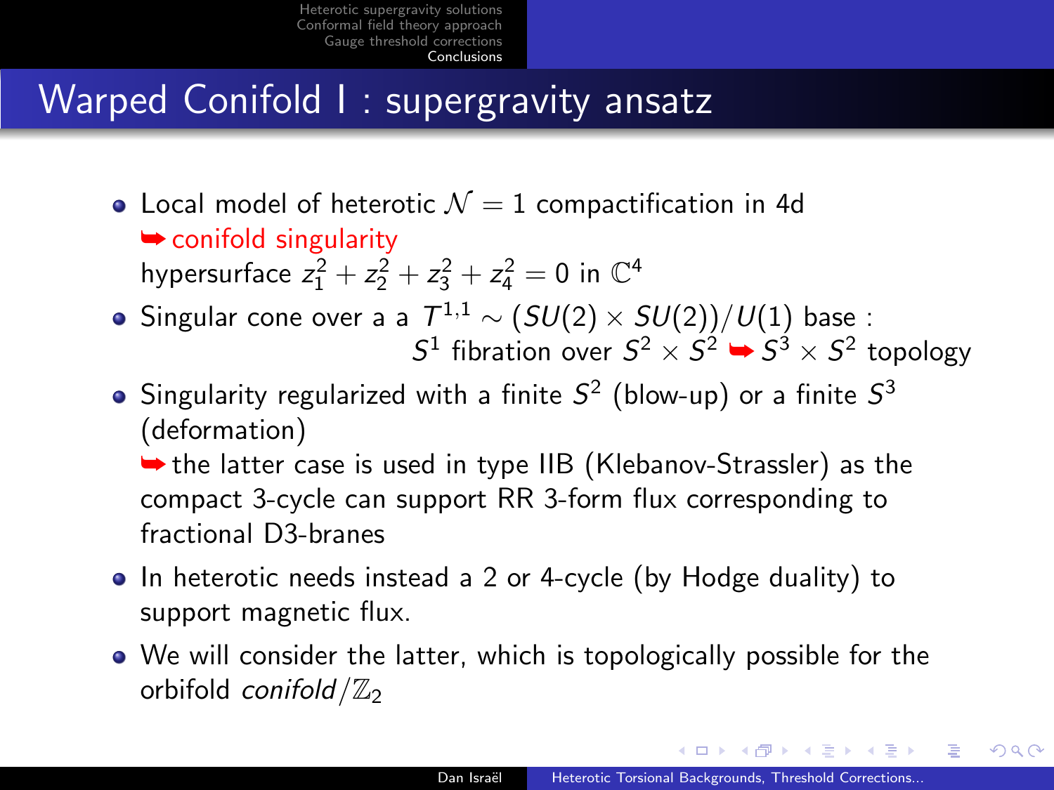# Warped Conifold I : supergravity ansatz

- Local model of heterotic $\mathcal{N} = 1$ compactification in 4d
  ➥ conifold singularity
  hypersurface $z_1^2 + z_2^2 + z_3^2 + z_4^2 = 0$ in $\mathbb{C}^4$
- Singular cone over a a $T^{1,1} \sim (SU(2) \times SU(2))/U(1)$ base :
  $S^1$ fibration over $S^2 \times S^2$ ➥ $S^3 \times S^2$ topology
- Singularity regularized with a finite $S^2$ (blow-up) or a finite $S^3$ (deformation)
  ➥ the latter case is used in type IIB (Klebanov-Strassler) as the compact 3-cycle can support RR 3-form flux corresponding to fractional D3-branes
- In heterotic needs instead a 2 or 4-cycle (by Hodge duality) to support magnetic flux.
- We will consider the latter, which is topologically possible for the orbifold *conifold*$/\mathbb{Z}_2$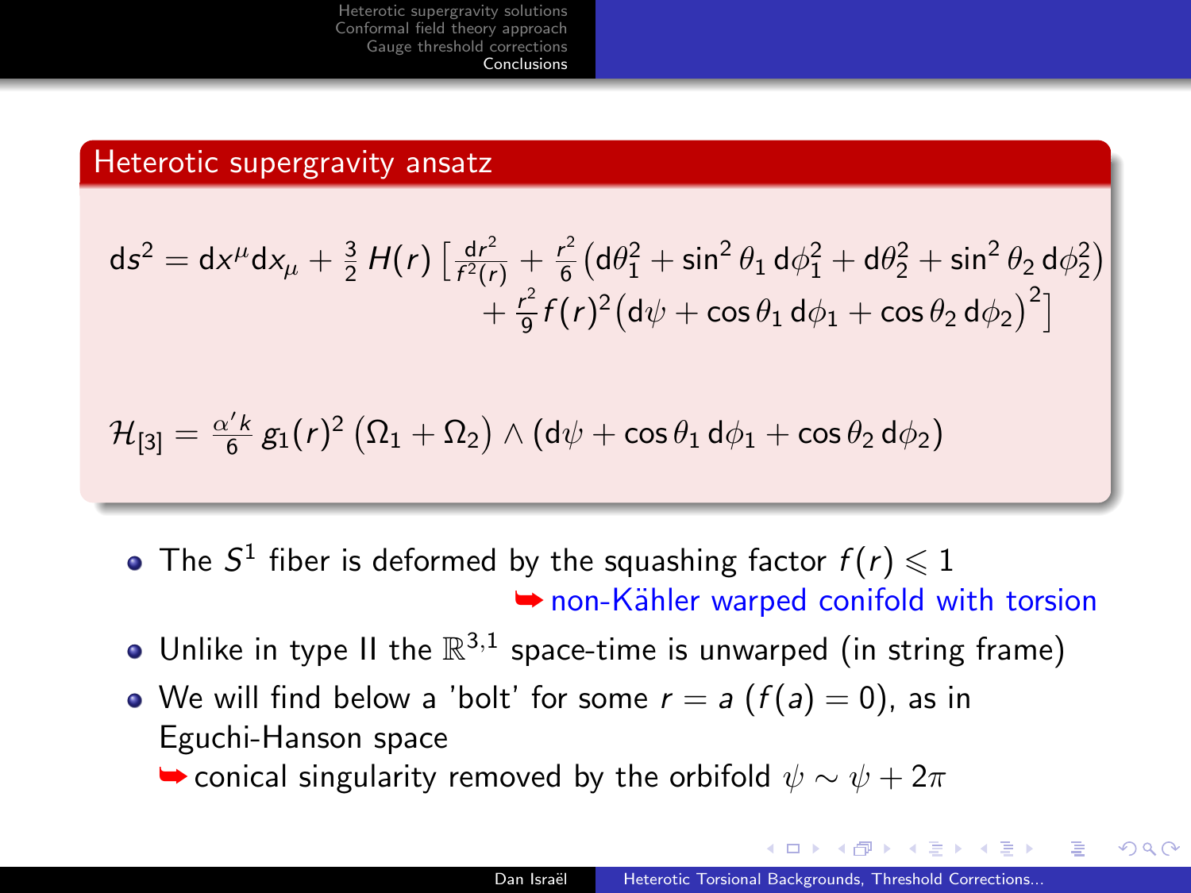## Heterotic supergravity ansatz

$$\mathrm{d}s^2 = \mathrm{d}x^\mu \mathrm{d}x_\mu + \tfrac{3}{2}\, H(r)\left[\tfrac{\mathrm{d}r^2}{f^2(r)} + \tfrac{r^2}{6}\left(\mathrm{d}\theta_1^2 + \sin^2\theta_1\, \mathrm{d}\phi_1^2 + \mathrm{d}\theta_2^2 + \sin^2\theta_2\, \mathrm{d}\phi_2^2\right) + \tfrac{r^2}{9} f(r)^2 \left(\mathrm{d}\psi + \cos\theta_1\, \mathrm{d}\phi_1 + \cos\theta_2\, \mathrm{d}\phi_2\right)^2\right]$$

$$\mathcal{H}_{[3]} = \tfrac{\alpha' k}{6}\, g_1(r)^2 \left(\Omega_1 + \Omega_2\right) \wedge \left(\mathrm{d}\psi + \cos\theta_1\, \mathrm{d}\phi_1 + \cos\theta_2\, \mathrm{d}\phi_2\right)$$

- The $S^1$ fiber is deformed by the squashing factor $f(r) \leqslant 1$
  ➥ non-Kähler warped conifold with torsion
- Unlike in type II the $\mathbb{R}^{3,1}$ space-time is unwarped (in string frame)
- We will find below a 'bolt' for some $r = a$ ($f(a) = 0$), as in Eguchi-Hanson space
  ➥ conical singularity removed by the orbifold $\psi \sim \psi + 2\pi$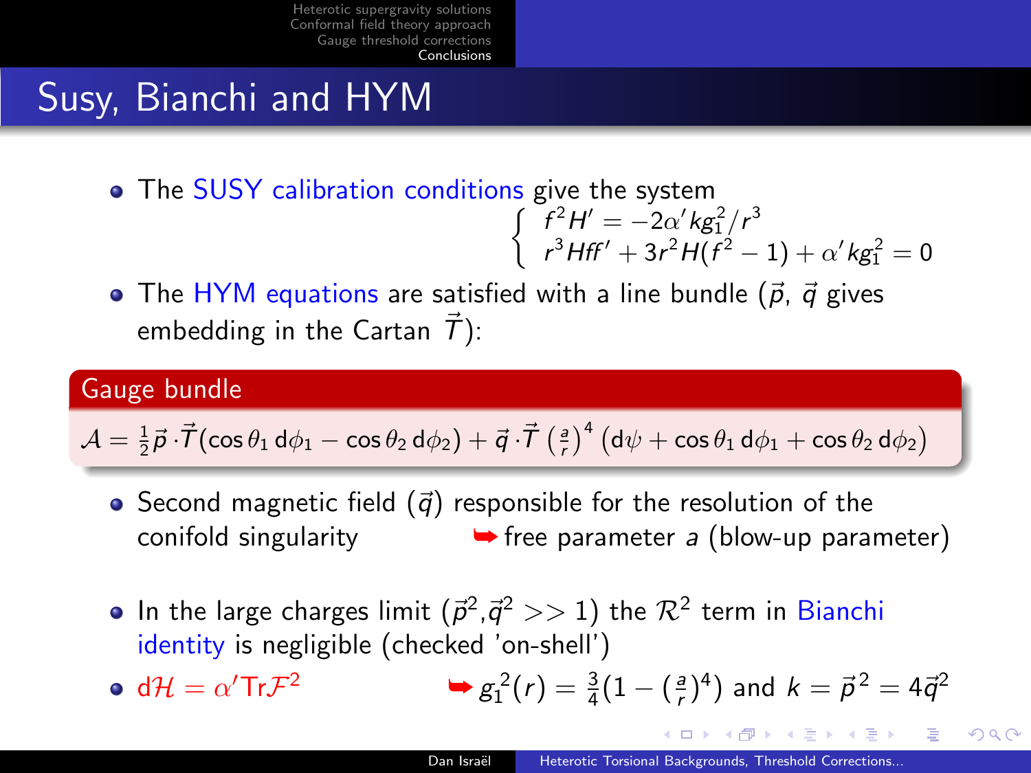# Susy, Bianchi and HYM

- The SUSY calibration conditions give the system

$$\begin{cases} f^2 H' = -2\alpha' k g_1^2 / r^3 \\ r^3 H f f' + 3r^2 H (f^2 - 1) + \alpha' k g_1^2 = 0 \end{cases}$$

- The HYM equations are satisfied with a line bundle ($\vec{p}$, $\vec{q}$ gives embedding in the Cartan $\vec{T}$):

**Gauge bundle**

$$\mathcal{A} = \tfrac{1}{2}\vec{p}\cdot\vec{T}(\cos\theta_1\, \mathrm{d}\phi_1 - \cos\theta_2\, \mathrm{d}\phi_2) + \vec{q}\cdot\vec{T}\left(\tfrac{a}{r}\right)^4 \left(\mathrm{d}\psi + \cos\theta_1\, \mathrm{d}\phi_1 + \cos\theta_2\, \mathrm{d}\phi_2\right)$$

- Second magnetic field ($\vec{q}$) responsible for the resolution of the conifold singularity ➥ free parameter $a$ (blow-up parameter)

- In the large charges limit ($\vec{p}^2$,$\vec{q}^2 >> 1$) the $\mathcal{R}^2$ term in Bianchi identity is negligible (checked 'on-shell')

- $\mathrm{d}\mathcal{H} = \alpha' \mathrm{Tr}\mathcal{F}^2$ ➥ $g_1^2(r) = \frac{3}{4}(1 - (\frac{a}{r})^4)$ and $k = \vec{p}^{\,2} = 4\vec{q}^2$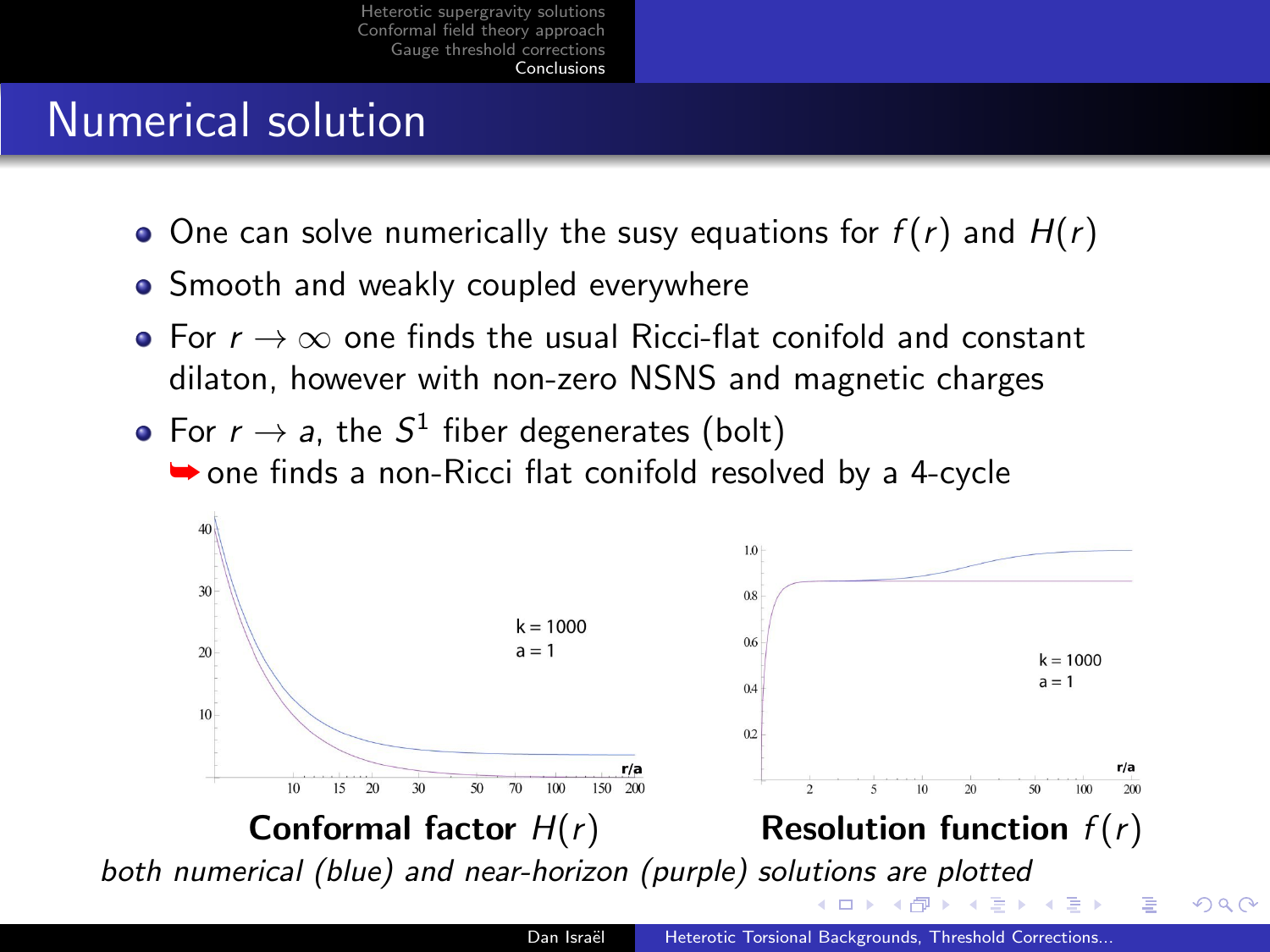# Numerical solution

- One can solve numerically the susy equations for $f(r)$ and $H(r)$
- Smooth and weakly coupled everywhere
- For $r \to \infty$ one finds the usual Ricci-flat conifold and constant dilaton, however with non-zero NSNS and magnetic charges
- For $r \to a$, the $S^1$ fiber degenerates (bolt)
  ➥ one finds a non-Ricci flat conifold resolved by a 4-cycle

**Conformal factor** $H(r)$

**Resolution function** $f(r)$

*both numerical (blue) and near-horizon (purple) solutions are plotted*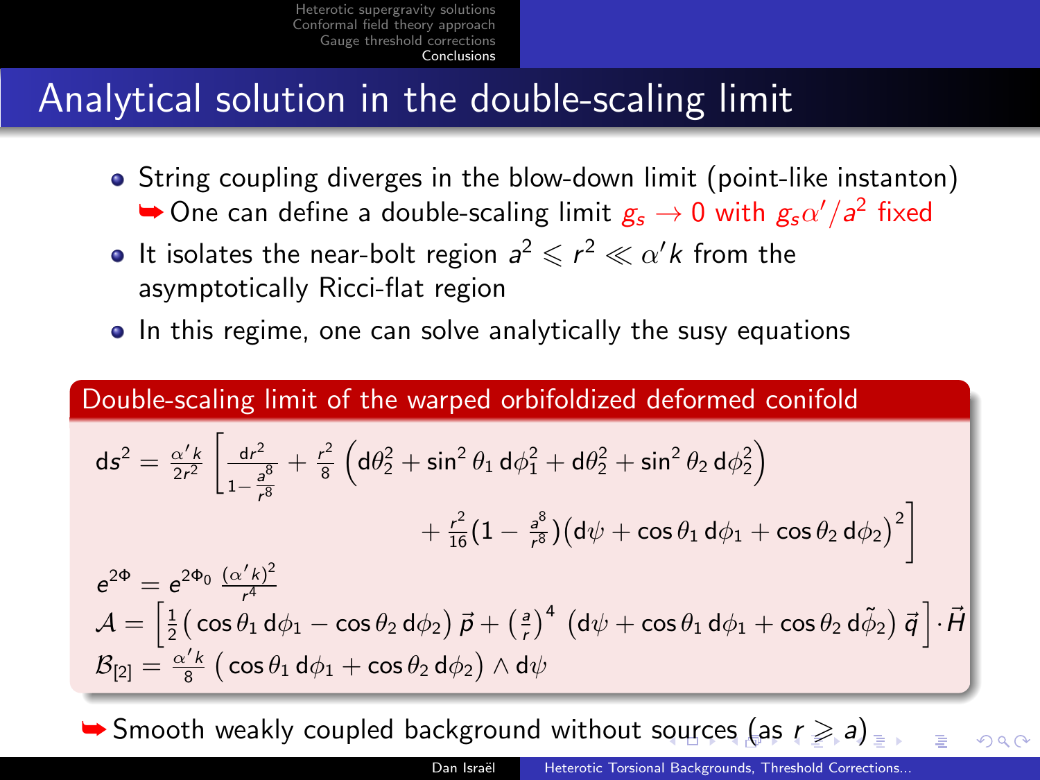# Analytical solution in the double-scaling limit

- String coupling diverges in the blow-down limit (point-like instanton)
  ➥ One can define a double-scaling limit $g_s \to 0$ with $g_s\alpha'/a^2$ fixed
- It isolates the near-bolt region $a^2 \leqslant r^2 \ll \alpha' k$ from the asymptotically Ricci-flat region
- In this regime, one can solve analytically the susy equations

## Double-scaling limit of the warped orbifoldized deformed conifold

$$
\mathrm{d}s^2 = \frac{\alpha' k}{2r^2}\left[\frac{\mathrm{d}r^2}{1-\frac{a^8}{r^8}} + \frac{r^2}{8}\left(\mathrm{d}\theta_2^2 + \sin^2\theta_1\,\mathrm{d}\phi_1^2 + \mathrm{d}\theta_2^2 + \sin^2\theta_2\,\mathrm{d}\phi_2^2\right) + \frac{r^2}{16}\left(1-\frac{a^8}{r^8}\right)\left(\mathrm{d}\psi + \cos\theta_1\,\mathrm{d}\phi_1 + \cos\theta_2\,\mathrm{d}\phi_2\right)^2\right]
$$

$$
e^{2\Phi} = e^{2\Phi_0}\,\frac{(\alpha' k)^2}{r^4}
$$

$$
\mathcal{A} = \left[\frac{1}{2}\left(\cos\theta_1\,\mathrm{d}\phi_1 - \cos\theta_2\,\mathrm{d}\phi_2\right)\vec{p} + \left(\frac{a}{r}\right)^4\,\left(\mathrm{d}\psi + \cos\theta_1\,\mathrm{d}\phi_1 + \cos\theta_2\,\mathrm{d}\tilde{\phi}_2\right)\vec{q}\,\right]\cdot\vec{H}
$$

$$
\mathcal{B}_{[2]} = \frac{\alpha' k}{8}\left(\cos\theta_1\,\mathrm{d}\phi_1 + \cos\theta_2\,\mathrm{d}\phi_2\right)\wedge\mathrm{d}\psi
$$

➥ Smooth weakly coupled background without sources (as $r \geqslant a$)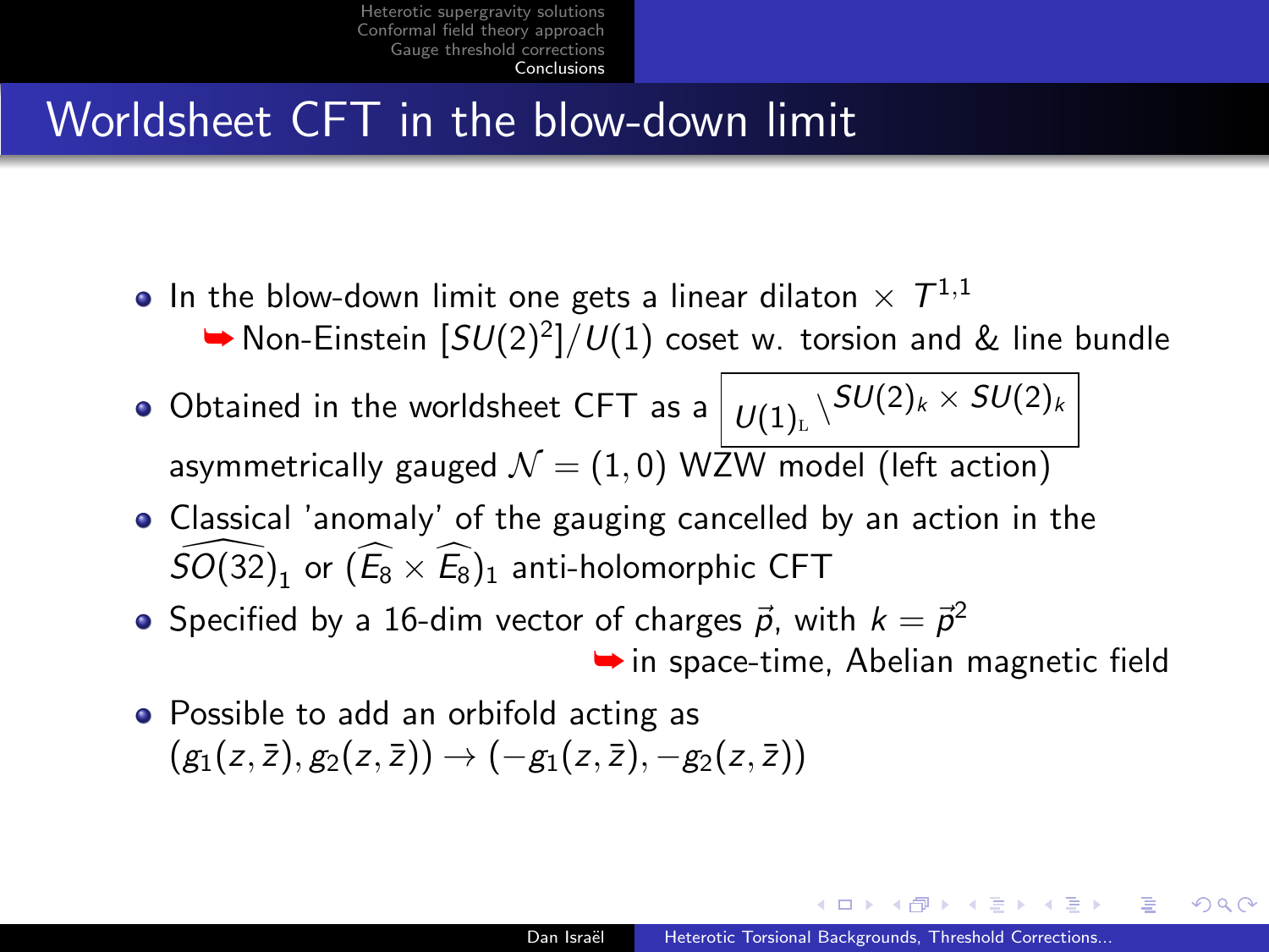# Worldsheet CFT in the blow-down limit

- In the blow-down limit one gets a linear dilaton $\times$ $T^{1,1}$
  ➥ Non-Einstein $[SU(2)^2]/U(1)$ coset w. torsion and & line bundle
- Obtained in the worldsheet CFT as a $U(1)_{\text{L}} \backslash^{SU(2)_k \times SU(2)_k}$ asymmetrically gauged $\mathcal{N} = (1,0)$ WZW model (left action)
- Classical 'anomaly' of the gauging cancelled by an action in the $\widehat{SO(32)}_1$ or $(\widehat{E_8} \times \widehat{E_8})_1$ anti-holomorphic CFT
- Specified by a 16-dim vector of charges $\vec{p}$, with $k = \vec{p}^2$
  ➥ in space-time, Abelian magnetic field
- Possible to add an orbifold acting as $(g_1(z,\bar{z}), g_2(z,\bar{z})) \to (-g_1(z,\bar{z}), -g_2(z,\bar{z}))$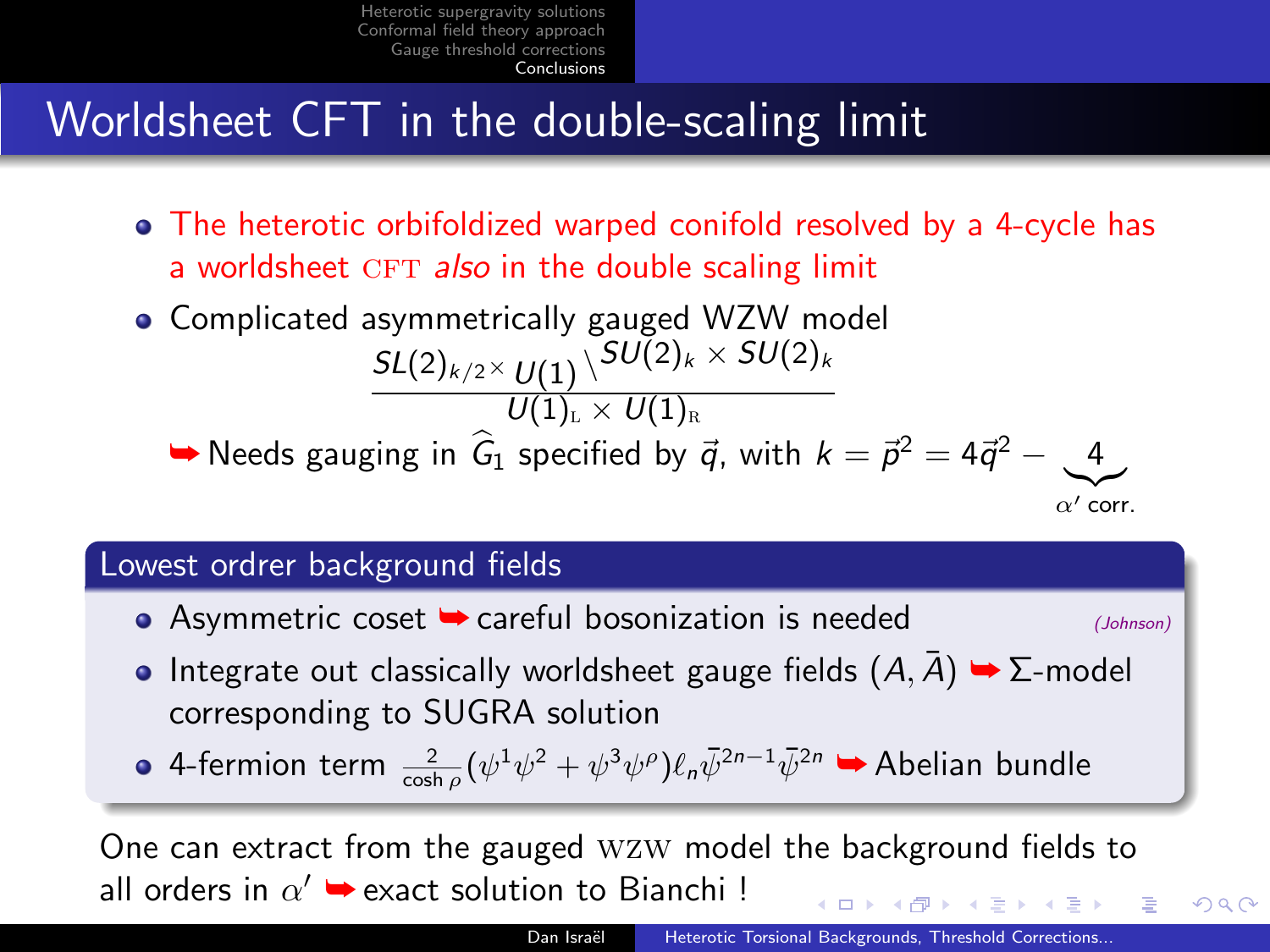# Worldsheet CFT in the double-scaling limit

- The heterotic orbifoldized warped conifold resolved by a 4-cycle has a worldsheet CFT *also* in the double scaling limit
- Complicated asymmetrically gauged WZW model

$$\frac{SL(2)_{k/2} \times U(1) \backslash SU(2)_k \times SU(2)_k}{U(1)_{\rm L} \times U(1)_{\rm R}}$$

➥ Needs gauging in $\widehat{G}_1$ specified by $\vec{q}$, with $k = \vec{p}^2 = 4\vec{q}^2 - \underbrace{4}_{\alpha' \text{ corr.}}$

## Lowest ordrer background fields

- Asymmetric coset ➥ careful bosonization is needed *(Johnson)*
- Integrate out classically worldsheet gauge fields $(A, \bar{A})$ ➥ $\Sigma$-model corresponding to SUGRA solution
- 4-fermion term $\frac{2}{\cosh \rho}(\psi^1\psi^2 + \psi^3\psi^\rho)\ell_n\bar{\psi}^{2n-1}\bar{\psi}^{2n}$ ➥ Abelian bundle

One can extract from the gauged WZW model the background fields to all orders in $\alpha'$ ➥ exact solution to Bianchi !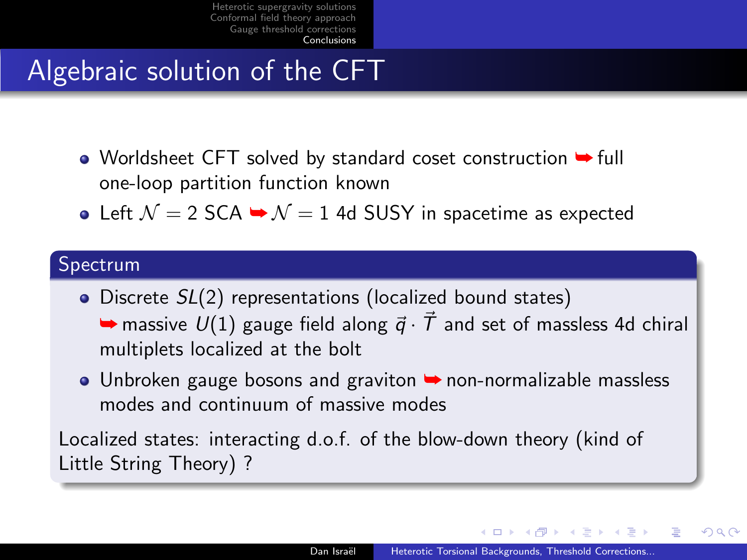# Algebraic solution of the CFT

- Worldsheet CFT solved by standard coset construction ➥ full one-loop partition function known
- Left $\mathcal{N} = 2$ SCA ➥ $\mathcal{N} = 1$ 4d SUSY in spacetime as expected

## Spectrum

- Discrete $SL(2)$ representations (localized bound states) ➥ massive $U(1)$ gauge field along $\vec{q} \cdot \vec{T}$ and set of massless 4d chiral multiplets localized at the bolt
- Unbroken gauge bosons and graviton ➥ non-normalizable massless modes and continuum of massive modes

Localized states: interacting d.o.f. of the blow-down theory (kind of Little String Theory) ?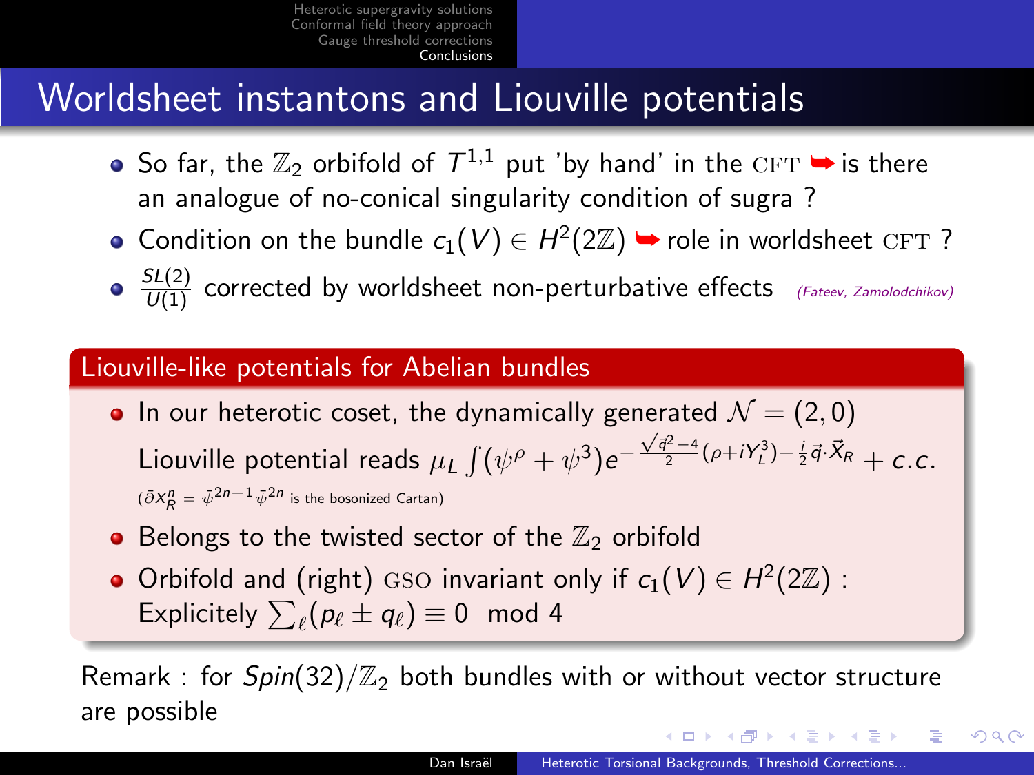# Worldsheet instantons and Liouville potentials

- So far, the $\mathbb{Z}_2$ orbifold of $T^{1,1}$ put 'by hand' in the CFT ➥ is there an analogue of no-conical singularity condition of sugra ?
- Condition on the bundle $c_1(V) \in H^2(2\mathbb{Z})$ ➥ role in worldsheet CFT ?
- $\frac{SL(2)}{U(1)}$ corrected by worldsheet non-perturbative effects *(Fateev, Zamolodchikov)*

## Liouville-like potentials for Abelian bundles

- In our heterotic coset, the dynamically generated $\mathcal{N} = (2,0)$ Liouville potential reads $\mu_L \int (\psi^\rho + \psi^3) e^{-\frac{\sqrt{\vec{q}^2 - 4}}{2}(\rho + iY_L^3) - \frac{i}{2}\vec{q}\cdot\vec{X}_R} + c.c.$
  ($\bar{\partial} x_R^n = \bar{\psi}^{2n-1}\bar{\psi}^{2n}$ is the bosonized Cartan)
- Belongs to the twisted sector of the $\mathbb{Z}_2$ orbifold
- Orbifold and (right) GSO invariant only if $c_1(V) \in H^2(2\mathbb{Z})$ :
  Explicitely $\sum_\ell (p_\ell \pm q_\ell) \equiv 0 \mod 4$

Remark : for $Spin(32)/\mathbb{Z}_2$ both bundles with or without vector structure are possible